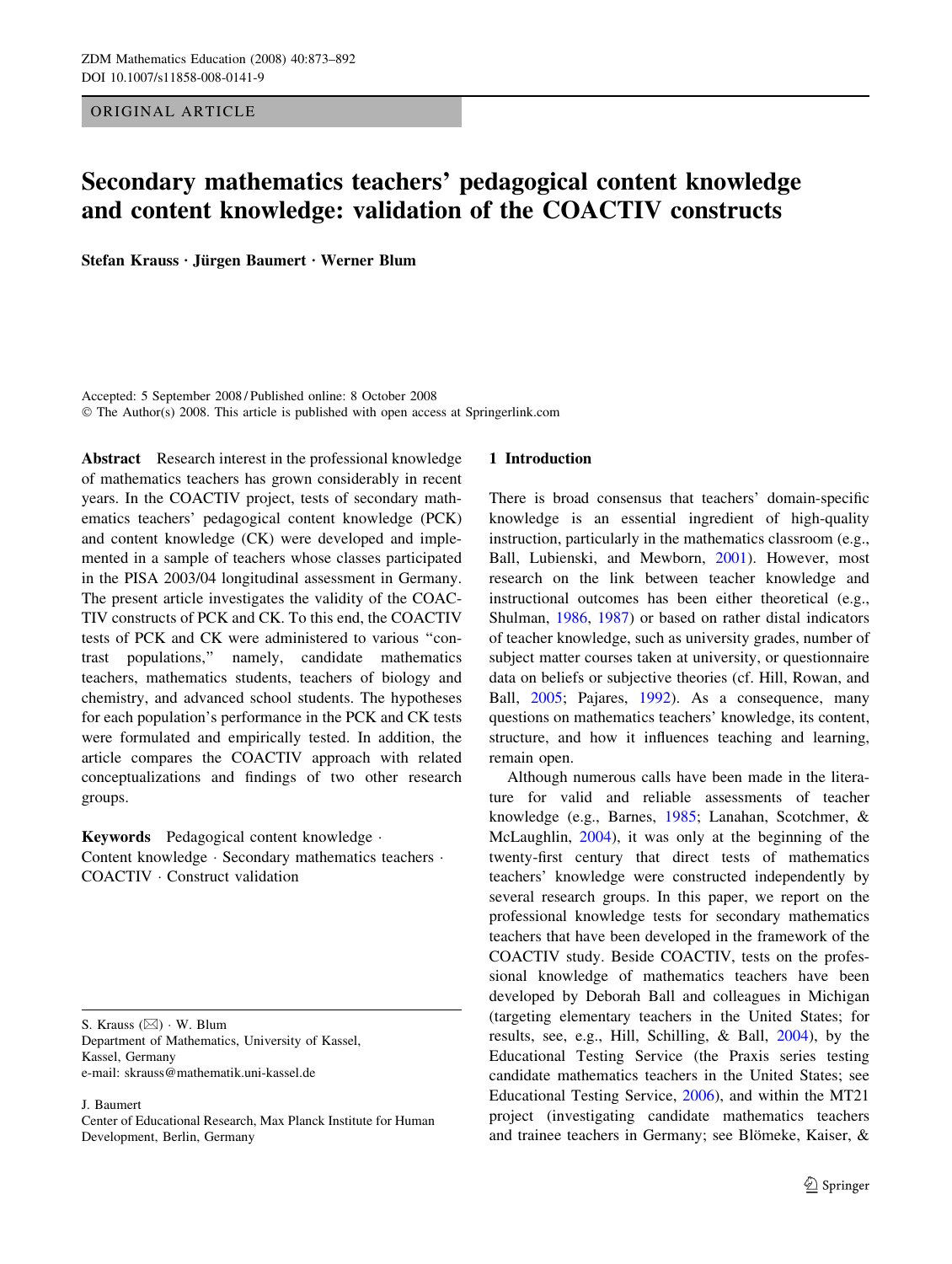ORIGINAL ARTICLE

# Secondary mathematics teachers' pedagogical content knowledge and content knowledge: validation of the COACTIV constructs

**Stefan Krauss · Jürgen Baumert · Werner Blum**

Accepted: 5 September 2008 / Published online: 8 October 2008
© The Author(s) 2008. This article is published with open access at Springerlink.com

**Abstract** Research interest in the professional knowledge of mathematics teachers has grown considerably in recent years. In the COACTIV project, tests of secondary mathematics teachers' pedagogical content knowledge (PCK) and content knowledge (CK) were developed and implemented in a sample of teachers whose classes participated in the PISA 2003/04 longitudinal assessment in Germany. The present article investigates the validity of the COACTIV constructs of PCK and CK. To this end, the COACTIV tests of PCK and CK were administered to various "contrast populations," namely, candidate mathematics teachers, mathematics students, teachers of biology and chemistry, and advanced school students. The hypotheses for each population's performance in the PCK and CK tests were formulated and empirically tested. In addition, the article compares the COACTIV approach with related conceptualizations and findings of two other research groups.

**Keywords** Pedagogical content knowledge · Content knowledge · Secondary mathematics teachers · COACTIV · Construct validation

S. Krauss (✉) · W. Blum
Department of Mathematics, University of Kassel, Kassel, Germany
e-mail: skrauss@mathematik.uni-kassel.de

J. Baumert
Center of Educational Research, Max Planck Institute for Human Development, Berlin, Germany

## 1 Introduction

There is broad consensus that teachers' domain-specific knowledge is an essential ingredient of high-quality instruction, particularly in the mathematics classroom (e.g., Ball, Lubienski, and Mewborn, 2001). However, most research on the link between teacher knowledge and instructional outcomes has been either theoretical (e.g., Shulman, 1986, 1987) or based on rather distal indicators of teacher knowledge, such as university grades, number of subject matter courses taken at university, or questionnaire data on beliefs or subjective theories (cf. Hill, Rowan, and Ball, 2005; Pajares, 1992). As a consequence, many questions on mathematics teachers' knowledge, its content, structure, and how it influences teaching and learning, remain open.

Although numerous calls have been made in the literature for valid and reliable assessments of teacher knowledge (e.g., Barnes, 1985; Lanahan, Scotchmer, & McLaughlin, 2004), it was only at the beginning of the twenty-first century that direct tests of mathematics teachers' knowledge were constructed independently by several research groups. In this paper, we report on the professional knowledge tests for secondary mathematics teachers that have been developed in the framework of the COACTIV study. Beside COACTIV, tests on the professional knowledge of mathematics teachers have been developed by Deborah Ball and colleagues in Michigan (targeting elementary teachers in the United States; for results, see, e.g., Hill, Schilling, & Ball, 2004), by the Educational Testing Service (the Praxis series testing candidate mathematics teachers in the United States; see Educational Testing Service, 2006), and within the MT21 project (investigating candidate mathematics teachers and trainee teachers in Germany; see Blömeke, Kaiser, &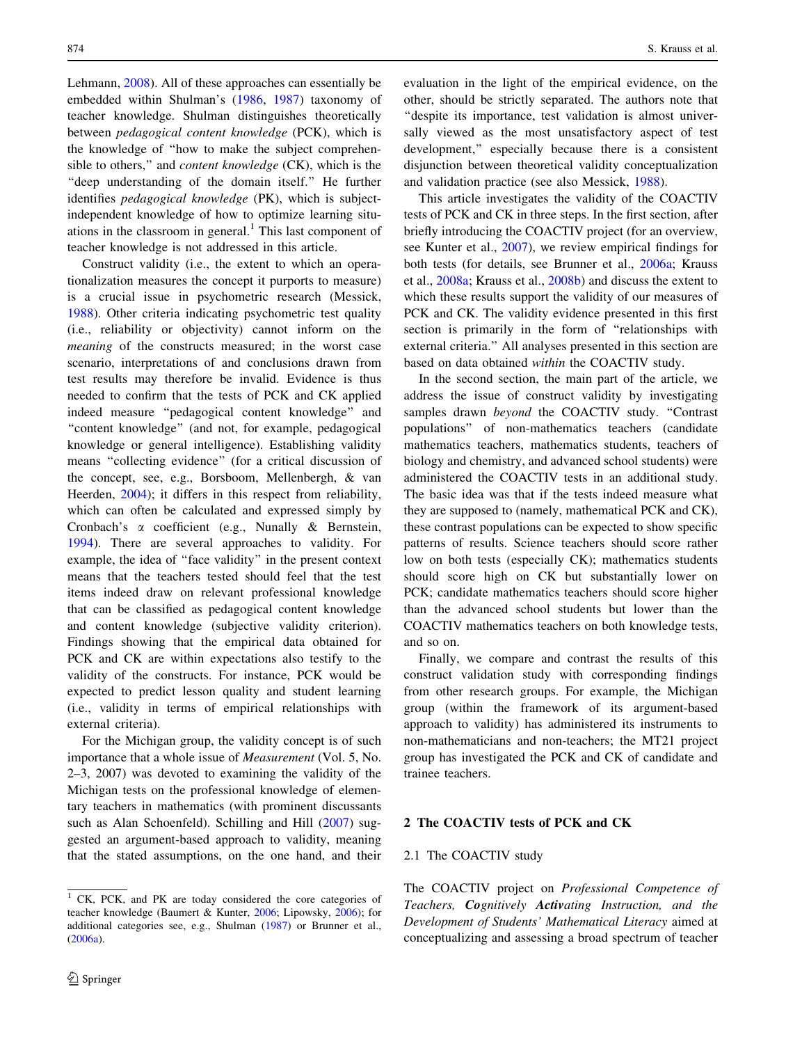Lehmann, 2008). All of these approaches can essentially be embedded within Shulman's (1986, 1987) taxonomy of teacher knowledge. Shulman distinguishes theoretically between *pedagogical content knowledge* (PCK), which is the knowledge of "how to make the subject comprehensible to others," and *content knowledge* (CK), which is the "deep understanding of the domain itself." He further identifies *pedagogical knowledge* (PK), which is subject-independent knowledge of how to optimize learning situations in the classroom in general.[1] This last component of teacher knowledge is not addressed in this article.

Construct validity (i.e., the extent to which an operationalization measures the concept it purports to measure) is a crucial issue in psychometric research (Messick, 1988). Other criteria indicating psychometric test quality (i.e., reliability or objectivity) cannot inform on the *meaning* of the constructs measured; in the worst case scenario, interpretations of and conclusions drawn from test results may therefore be invalid. Evidence is thus needed to confirm that the tests of PCK and CK applied indeed measure "pedagogical content knowledge" and "content knowledge" (and not, for example, pedagogical knowledge or general intelligence). Establishing validity means "collecting evidence" (for a critical discussion of the concept, see, e.g., Borsboom, Mellenbergh, & van Heerden, 2004); it differs in this respect from reliability, which can often be calculated and expressed simply by Cronbach's $\alpha$ coefficient (e.g., Nunally & Bernstein, 1994). There are several approaches to validity. For example, the idea of "face validity" in the present context means that the teachers tested should feel that the test items indeed draw on relevant professional knowledge that can be classified as pedagogical content knowledge and content knowledge (subjective validity criterion). Findings showing that the empirical data obtained for PCK and CK are within expectations also testify to the validity of the constructs. For instance, PCK would be expected to predict lesson quality and student learning (i.e., validity in terms of empirical relationships with external criteria).

For the Michigan group, the validity concept is of such importance that a whole issue of *Measurement* (Vol. 5, No. 2–3, 2007) was devoted to examining the validity of the Michigan tests on the professional knowledge of elementary teachers in mathematics (with prominent discussants such as Alan Schoenfeld). Schilling and Hill (2007) suggested an argument-based approach to validity, meaning that the stated assumptions, on the one hand, and their evaluation in the light of the empirical evidence, on the other, should be strictly separated. The authors note that "despite its importance, test validation is almost universally viewed as the most unsatisfactory aspect of test development," especially because there is a consistent disjunction between theoretical validity conceptualization and validation practice (see also Messick, 1988).

This article investigates the validity of the COACTIV tests of PCK and CK in three steps. In the first section, after briefly introducing the COACTIV project (for an overview, see Kunter et al., 2007), we review empirical findings for both tests (for details, see Brunner et al., 2006a; Krauss et al., 2008a; Krauss et al., 2008b) and discuss the extent to which these results support the validity of our measures of PCK and CK. The validity evidence presented in this first section is primarily in the form of "relationships with external criteria." All analyses presented in this section are based on data obtained *within* the COACTIV study.

In the second section, the main part of the article, we address the issue of construct validity by investigating samples drawn *beyond* the COACTIV study. "Contrast populations" of non-mathematics teachers (candidate mathematics teachers, mathematics students, teachers of biology and chemistry, and advanced school students) were administered the COACTIV tests in an additional study. The basic idea was that if the tests indeed measure what they are supposed to (namely, mathematical PCK and CK), these contrast populations can be expected to show specific patterns of results. Science teachers should score rather low on both tests (especially CK); mathematics students should score high on CK but substantially lower on PCK; candidate mathematics teachers should score higher than the advanced school students but lower than the COACTIV mathematics teachers on both knowledge tests, and so on.

Finally, we compare and contrast the results of this construct validation study with corresponding findings from other research groups. For example, the Michigan group (within the framework of its argument-based approach to validity) has administered its instruments to non-mathematicians and non-teachers; the MT21 project group has investigated the PCK and CK of candidate and trainee teachers.

## 2 The COACTIV tests of PCK and CK

### 2.1 The COACTIV study

The COACTIV project on *Professional Competence of Teachers, **Co**gnitively **Activ**ating Instruction, and the Development of Students' Mathematical Literacy* aimed at conceptualizing and assessing a broad spectrum of teacher

---

[1] CK, PCK, and PK are today considered the core categories of teacher knowledge (Baumert & Kunter, 2006; Lipowsky, 2006); for additional categories see, e.g., Shulman (1987) or Brunner et al., (2006a).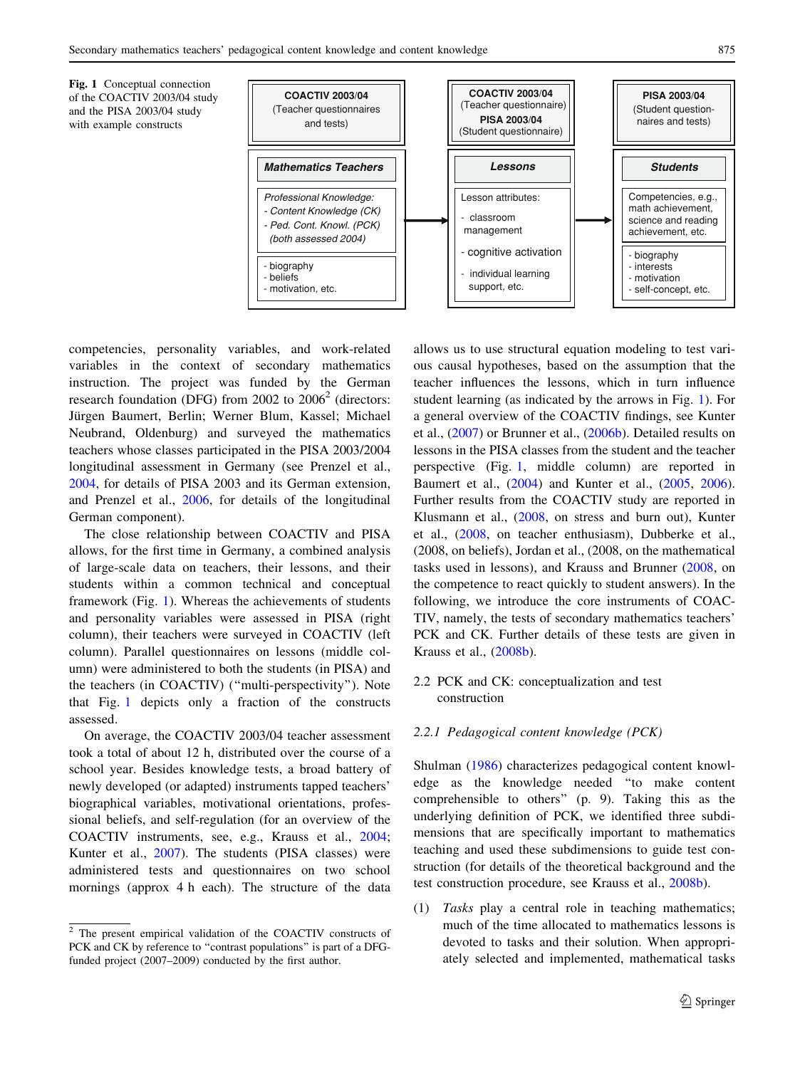**Fig. 1** Conceptual connection of the COACTIV 2003/04 study and the PISA 2003/04 study with example constructs

| COACTIV 2003/04 (Teacher questionnaires and tests) | | COACTIV 2003/04 (Teacher questionnaire) PISA 2003/04 (Student questionnaire) | | PISA 2003/04 (Student questionnaires and tests) |
|---|---|---|---|---|
| ***Mathematics Teachers*** | | ***Lessons*** | | ***Students*** |
| *Professional Knowledge: - Content Knowledge (CK) - Ped. Cont. Knowl. (PCK) (both assessed 2004)* | → | Lesson attributes: - classroom management - cognitive activation - individual learning support, etc. | → | Competencies, e.g., math achievement, science and reading achievement, etc. |
| - biography - beliefs - motivation, etc. | | | | - biography - interests - motivation - self-concept, etc. |

competencies, personality variables, and work-related variables in the context of secondary mathematics instruction. The project was funded by the German research foundation (DFG) from 2002 to 2006[2] (directors: Jürgen Baumert, Berlin; Werner Blum, Kassel; Michael Neubrand, Oldenburg) and surveyed the mathematics teachers whose classes participated in the PISA 2003/2004 longitudinal assessment in Germany (see Prenzel et al., 2004, for details of PISA 2003 and its German extension, and Prenzel et al., 2006, for details of the longitudinal German component).

The close relationship between COACTIV and PISA allows, for the first time in Germany, a combined analysis of large-scale data on teachers, their lessons, and their students within a common technical and conceptual framework (Fig. 1). Whereas the achievements of students and personality variables were assessed in PISA (right column), their teachers were surveyed in COACTIV (left column). Parallel questionnaires on lessons (middle column) were administered to both the students (in PISA) and the teachers (in COACTIV) ("multi-perspectivity"). Note that Fig. 1 depicts only a fraction of the constructs assessed.

On average, the COACTIV 2003/04 teacher assessment took a total of about 12 h, distributed over the course of a school year. Besides knowledge tests, a broad battery of newly developed (or adapted) instruments tapped teachers' biographical variables, motivational orientations, professional beliefs, and self-regulation (for an overview of the COACTIV instruments, see, e.g., Krauss et al., 2004; Kunter et al., 2007). The students (PISA classes) were administered tests and questionnaires on two school mornings (approx 4 h each). The structure of the data allows us to use structural equation modeling to test various causal hypotheses, based on the assumption that the teacher influences the lessons, which in turn influence student learning (as indicated by the arrows in Fig. 1). For a general overview of the COACTIV findings, see Kunter et al., (2007) or Brunner et al., (2006b). Detailed results on lessons in the PISA classes from the student and the teacher perspective (Fig. 1, middle column) are reported in Baumert et al., (2004) and Kunter et al., (2005, 2006). Further results from the COACTIV study are reported in Klusmann et al., (2008, on stress and burn out), Kunter et al., (2008, on teacher enthusiasm), Dubberke et al., (2008, on beliefs), Jordan et al., (2008, on the mathematical tasks used in lessons), and Krauss and Brunner (2008, on the competence to react quickly to student answers). In the following, we introduce the core instruments of COACTIV, namely, the tests of secondary mathematics teachers' PCK and CK. Further details of these tests are given in Krauss et al., (2008b).

## 2.2 PCK and CK: conceptualization and test construction

### *2.2.1 Pedagogical content knowledge (PCK)*

Shulman (1986) characterizes pedagogical content knowledge as the knowledge needed "to make content comprehensible to others" (p. 9). Taking this as the underlying definition of PCK, we identified three subdimensions that are specifically important to mathematics teaching and used these subdimensions to guide test construction (for details of the theoretical background and the test construction procedure, see Krauss et al., 2008b).

(1) *Tasks* play a central role in teaching mathematics; much of the time allocated to mathematics lessons is devoted to tasks and their solution. When appropriately selected and implemented, mathematical tasks

[2] The present empirical validation of the COACTIV constructs of PCK and CK by reference to "contrast populations" is part of a DFG-funded project (2007–2009) conducted by the first author.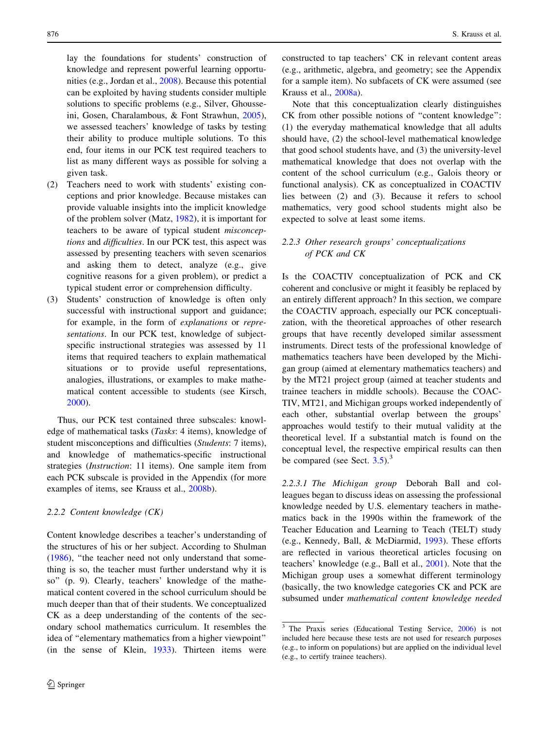lay the foundations for students' construction of knowledge and represent powerful learning opportunities (e.g., Jordan et al., 2008). Because this potential can be exploited by having students consider multiple solutions to specific problems (e.g., Silver, Ghousseini, Gosen, Charalambous, & Font Strawhun, 2005), we assessed teachers' knowledge of tasks by testing their ability to produce multiple solutions. To this end, four items in our PCK test required teachers to list as many different ways as possible for solving a given task.

(2) Teachers need to work with students' existing conceptions and prior knowledge. Because mistakes can provide valuable insights into the implicit knowledge of the problem solver (Matz, 1982), it is important for teachers to be aware of typical student *misconceptions* and *difficulties*. In our PCK test, this aspect was assessed by presenting teachers with seven scenarios and asking them to detect, analyze (e.g., give cognitive reasons for a given problem), or predict a typical student error or comprehension difficulty.

(3) Students' construction of knowledge is often only successful with instructional support and guidance; for example, in the form of *explanations* or *representations*. In our PCK test, knowledge of subject-specific instructional strategies was assessed by 11 items that required teachers to explain mathematical situations or to provide useful representations, analogies, illustrations, or examples to make mathematical content accessible to students (see Kirsch, 2000).

Thus, our PCK test contained three subscales: knowledge of mathematical tasks (*Tasks*: 4 items), knowledge of student misconceptions and difficulties (*Students*: 7 items), and knowledge of mathematics-specific instructional strategies (*Instruction*: 11 items). One sample item from each PCK subscale is provided in the Appendix (for more examples of items, see Krauss et al., 2008b).

### 2.2.2 Content knowledge (CK)

Content knowledge describes a teacher's understanding of the structures of his or her subject. According to Shulman (1986), "the teacher need not only understand that something is so, the teacher must further understand why it is so" (p. 9). Clearly, teachers' knowledge of the mathematical content covered in the school curriculum should be much deeper than that of their students. We conceptualized CK as a deep understanding of the contents of the secondary school mathematics curriculum. It resembles the idea of "elementary mathematics from a higher viewpoint" (in the sense of Klein, 1933). Thirteen items were constructed to tap teachers' CK in relevant content areas (e.g., arithmetic, algebra, and geometry; see the Appendix for a sample item). No subfacets of CK were assumed (see Krauss et al., 2008a).

Note that this conceptualization clearly distinguishes CK from other possible notions of "content knowledge": (1) the everyday mathematical knowledge that all adults should have, (2) the school-level mathematical knowledge that good school students have, and (3) the university-level mathematical knowledge that does not overlap with the content of the school curriculum (e.g., Galois theory or functional analysis). CK as conceptualized in COACTIV lies between (2) and (3). Because it refers to school mathematics, very good school students might also be expected to solve at least some items.

### 2.2.3 Other research groups' conceptualizations of PCK and CK

Is the COACTIV conceptualization of PCK and CK coherent and conclusive or might it feasibly be replaced by an entirely different approach? In this section, we compare the COACTIV approach, especially our PCK conceptualization, with the theoretical approaches of other research groups that have recently developed similar assessment instruments. Direct tests of the professional knowledge of mathematics teachers have been developed by the Michigan group (aimed at elementary mathematics teachers) and by the MT21 project group (aimed at teacher students and trainee teachers in middle schools). Because the COACTIV, MT21, and Michigan groups worked independently of each other, substantial overlap between the groups' approaches would testify to their mutual validity at the theoretical level. If a substantial match is found on the conceptual level, the respective empirical results can then be compared (see Sect. 3.5).[3]

*2.2.3.1 The Michigan group* Deborah Ball and colleagues began to discuss ideas on assessing the professional knowledge needed by U.S. elementary teachers in mathematics back in the 1990s within the framework of the Teacher Education and Learning to Teach (TELT) study (e.g., Kennedy, Ball, & McDiarmid, 1993). These efforts are reflected in various theoretical articles focusing on teachers' knowledge (e.g., Ball et al., 2001). Note that the Michigan group uses a somewhat different terminology (basically, the two knowledge categories CK and PCK are subsumed under *mathematical content knowledge needed*

---

[3] The Praxis series (Educational Testing Service, 2006) is not included here because these tests are not used for research purposes (e.g., to inform on populations) but are applied on the individual level (e.g., to certify trainee teachers).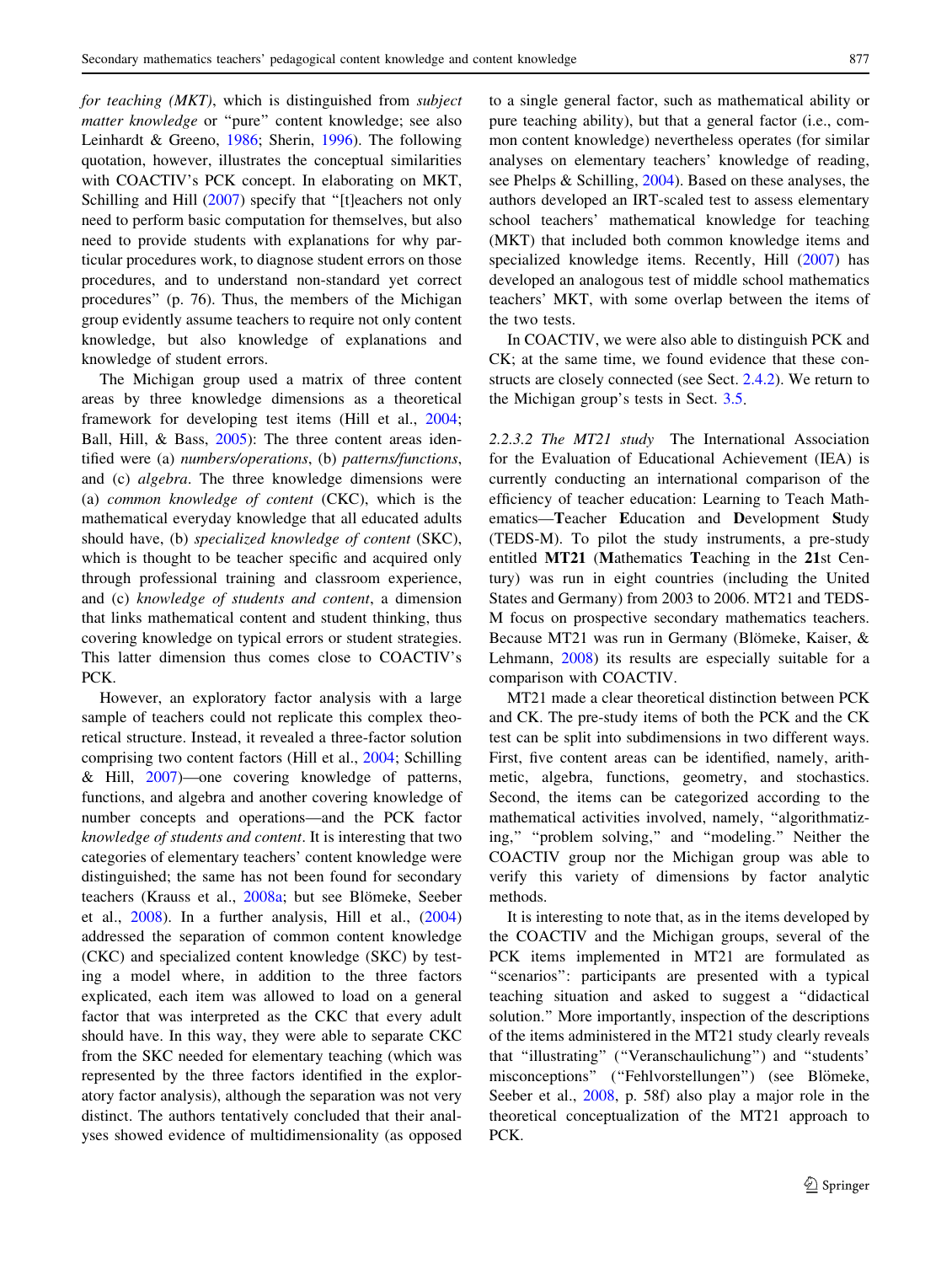*for teaching (MKT)*, which is distinguished from *subject matter knowledge* or "pure" content knowledge; see also Leinhardt & Greeno, 1986; Sherin, 1996). The following quotation, however, illustrates the conceptual similarities with COACTIV's PCK concept. In elaborating on MKT, Schilling and Hill (2007) specify that "[t]eachers not only need to perform basic computation for themselves, but also need to provide students with explanations for why particular procedures work, to diagnose student errors on those procedures, and to understand non-standard yet correct procedures" (p. 76). Thus, the members of the Michigan group evidently assume teachers to require not only content knowledge, but also knowledge of explanations and knowledge of student errors.

The Michigan group used a matrix of three content areas by three knowledge dimensions as a theoretical framework for developing test items (Hill et al., 2004; Ball, Hill, & Bass, 2005): The three content areas identified were (a) *numbers/operations*, (b) *patterns/functions*, and (c) *algebra*. The three knowledge dimensions were (a) *common knowledge of content* (CKC), which is the mathematical everyday knowledge that all educated adults should have, (b) *specialized knowledge of content* (SKC), which is thought to be teacher specific and acquired only through professional training and classroom experience, and (c) *knowledge of students and content*, a dimension that links mathematical content and student thinking, thus covering knowledge on typical errors or student strategies. This latter dimension thus comes close to COACTIV's PCK.

However, an exploratory factor analysis with a large sample of teachers could not replicate this complex theoretical structure. Instead, it revealed a three-factor solution comprising two content factors (Hill et al., 2004; Schilling & Hill, 2007)—one covering knowledge of patterns, functions, and algebra and another covering knowledge of number concepts and operations—and the PCK factor *knowledge of students and content*. It is interesting that two categories of elementary teachers' content knowledge were distinguished; the same has not been found for secondary teachers (Krauss et al., 2008a; but see Blömeke, Seeber et al., 2008). In a further analysis, Hill et al., (2004) addressed the separation of common content knowledge (CKC) and specialized content knowledge (SKC) by testing a model where, in addition to the three factors explicated, each item was allowed to load on a general factor that was interpreted as the CKC that every adult should have. In this way, they were able to separate CKC from the SKC needed for elementary teaching (which was represented by the three factors identified in the exploratory factor analysis), although the separation was not very distinct. The authors tentatively concluded that their analyses showed evidence of multidimensionality (as opposed to a single general factor, such as mathematical ability or pure teaching ability), but that a general factor (i.e., common content knowledge) nevertheless operates (for similar analyses on elementary teachers' knowledge of reading, see Phelps & Schilling, 2004). Based on these analyses, the authors developed an IRT-scaled test to assess elementary school teachers' mathematical knowledge for teaching (MKT) that included both common knowledge items and specialized knowledge items. Recently, Hill (2007) has developed an analogous test of middle school mathematics teachers' MKT, with some overlap between the items of the two tests.

In COACTIV, we were also able to distinguish PCK and CK; at the same time, we found evidence that these constructs are closely connected (see Sect. 2.4.2). We return to the Michigan group's tests in Sect. 3.5.

*2.2.3.2 The MT21 study* The International Association for the Evaluation of Educational Achievement (IEA) is currently conducting an international comparison of the efficiency of teacher education: Learning to Teach Mathematics—**T**eacher **E**ducation and **D**evelopment **S**tudy (TEDS-M). To pilot the study instruments, a pre-study entitled **MT21** (**M**athematics **T**eaching in the **21**st Century) was run in eight countries (including the United States and Germany) from 2003 to 2006. MT21 and TEDS-M focus on prospective secondary mathematics teachers. Because MT21 was run in Germany (Blömeke, Kaiser, & Lehmann, 2008) its results are especially suitable for a comparison with COACTIV.

MT21 made a clear theoretical distinction between PCK and CK. The pre-study items of both the PCK and the CK test can be split into subdimensions in two different ways. First, five content areas can be identified, namely, arithmetic, algebra, functions, geometry, and stochastics. Second, the items can be categorized according to the mathematical activities involved, namely, "algorithmatizing," "problem solving," and "modeling." Neither the COACTIV group nor the Michigan group was able to verify this variety of dimensions by factor analytic methods.

It is interesting to note that, as in the items developed by the COACTIV and the Michigan groups, several of the PCK items implemented in MT21 are formulated as "scenarios": participants are presented with a typical teaching situation and asked to suggest a "didactical solution." More importantly, inspection of the descriptions of the items administered in the MT21 study clearly reveals that "illustrating" ("Veranschaulichung") and "students' misconceptions" ("Fehlvorstellungen") (see Blömeke, Seeber et al., 2008, p. 58f) also play a major role in the theoretical conceptualization of the MT21 approach to PCK.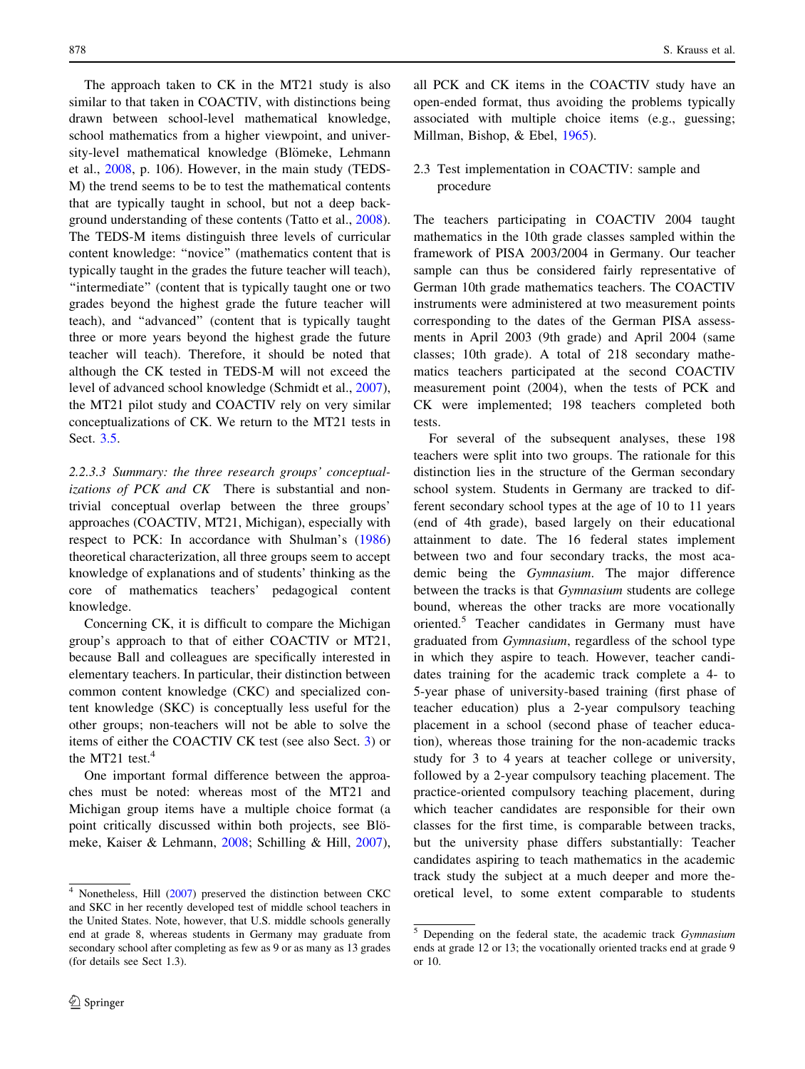The approach taken to CK in the MT21 study is also similar to that taken in COACTIV, with distinctions being drawn between school-level mathematical knowledge, school mathematics from a higher viewpoint, and university-level mathematical knowledge (Blömeke, Lehmann et al., 2008, p. 106). However, in the main study (TEDS-M) the trend seems to be to test the mathematical contents that are typically taught in school, but not a deep background understanding of these contents (Tatto et al., 2008). The TEDS-M items distinguish three levels of curricular content knowledge: "novice" (mathematics content that is typically taught in the grades the future teacher will teach), "intermediate" (content that is typically taught one or two grades beyond the highest grade the future teacher will teach), and "advanced" (content that is typically taught three or more years beyond the highest grade the future teacher will teach). Therefore, it should be noted that although the CK tested in TEDS-M will not exceed the level of advanced school knowledge (Schmidt et al., 2007), the MT21 pilot study and COACTIV rely on very similar conceptualizations of CK. We return to the MT21 tests in Sect. 3.5.

*2.2.3.3 Summary: the three research groups' conceptualizations of PCK and CK* There is substantial and non-trivial conceptual overlap between the three groups' approaches (COACTIV, MT21, Michigan), especially with respect to PCK: In accordance with Shulman's (1986) theoretical characterization, all three groups seem to accept knowledge of explanations and of students' thinking as the core of mathematics teachers' pedagogical content knowledge.

Concerning CK, it is difficult to compare the Michigan group's approach to that of either COACTIV or MT21, because Ball and colleagues are specifically interested in elementary teachers. In particular, their distinction between common content knowledge (CKC) and specialized content knowledge (SKC) is conceptually less useful for the other groups; non-teachers will not be able to solve the items of either the COACTIV CK test (see also Sect. 3) or the MT21 test.[4]

One important formal difference between the approaches must be noted: whereas most of the MT21 and Michigan group items have a multiple choice format (a point critically discussed within both projects, see Blömeke, Kaiser & Lehmann, 2008; Schilling & Hill, 2007), all PCK and CK items in the COACTIV study have an open-ended format, thus avoiding the problems typically associated with multiple choice items (e.g., guessing; Millman, Bishop, & Ebel, 1965).

### 2.3 Test implementation in COACTIV: sample and procedure

The teachers participating in COACTIV 2004 taught mathematics in the 10th grade classes sampled within the framework of PISA 2003/2004 in Germany. Our teacher sample can thus be considered fairly representative of German 10th grade mathematics teachers. The COACTIV instruments were administered at two measurement points corresponding to the dates of the German PISA assessments in April 2003 (9th grade) and April 2004 (same classes; 10th grade). A total of 218 secondary mathematics teachers participated at the second COACTIV measurement point (2004), when the tests of PCK and CK were implemented; 198 teachers completed both tests.

For several of the subsequent analyses, these 198 teachers were split into two groups. The rationale for this distinction lies in the structure of the German secondary school system. Students in Germany are tracked to different secondary school types at the age of 10 to 11 years (end of 4th grade), based largely on their educational attainment to date. The 16 federal states implement between two and four secondary tracks, the most academic being the *Gymnasium*. The major difference between the tracks is that *Gymnasium* students are college bound, whereas the other tracks are more vocationally oriented.[5] Teacher candidates in Germany must have graduated from *Gymnasium*, regardless of the school type in which they aspire to teach. However, teacher candidates training for the academic track complete a 4- to 5-year phase of university-based training (first phase of teacher education) plus a 2-year compulsory teaching placement in a school (second phase of teacher education), whereas those training for the non-academic tracks study for 3 to 4 years at teacher college or university, followed by a 2-year compulsory teaching placement. The practice-oriented compulsory teaching placement, during which teacher candidates are responsible for their own classes for the first time, is comparable between tracks, but the university phase differs substantially: Teacher candidates aspiring to teach mathematics in the academic track study the subject at a much deeper and more theoretical level, to some extent comparable to students

---

[4] Nonetheless, Hill (2007) preserved the distinction between CKC and SKC in her recently developed test of middle school teachers in the United States. Note, however, that U.S. middle schools generally end at grade 8, whereas students in Germany may graduate from secondary school after completing as few as 9 or as many as 13 grades (for details see Sect 1.3).

[5] Depending on the federal state, the academic track *Gymnasium* ends at grade 12 or 13; the vocationally oriented tracks end at grade 9 or 10.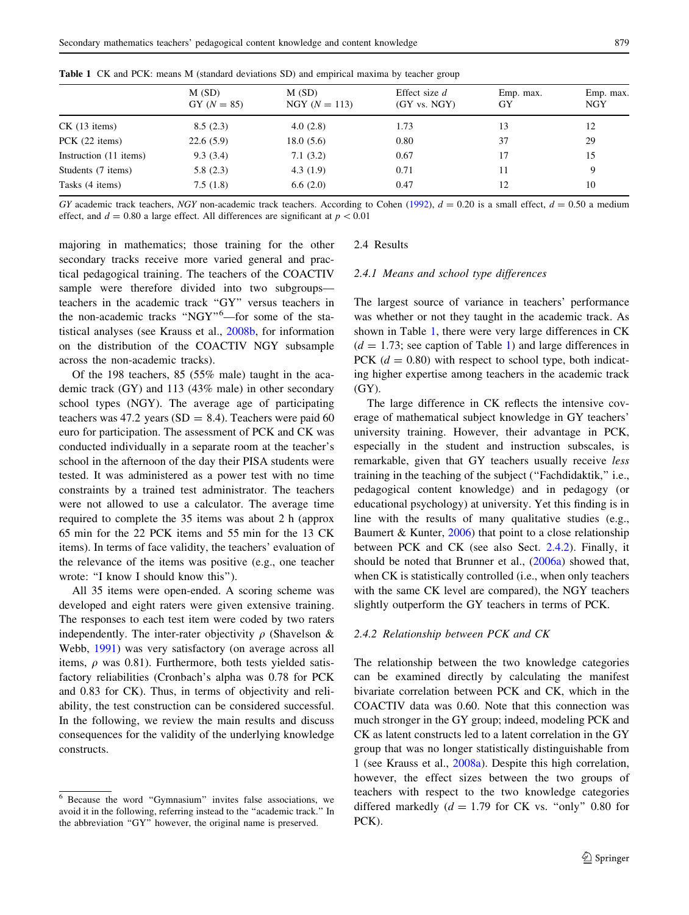**Table 1** CK and PCK: means M (standard deviations SD) and empirical maxima by teacher group

| | M (SD) GY ($N = 85$) | M (SD) NGY ($N = 113$) | Effect size $d$ (GY vs. NGY) | Emp. max. GY | Emp. max. NGY |
|---|---|---|---|---|---|
| CK (13 items) | 8.5 (2.3) | 4.0 (2.8) | 1.73 | 13 | 12 |
| PCK (22 items) | 22.6 (5.9) | 18.0 (5.6) | 0.80 | 37 | 29 |
| Instruction (11 items) | 9.3 (3.4) | 7.1 (3.2) | 0.67 | 17 | 15 |
| Students (7 items) | 5.8 (2.3) | 4.3 (1.9) | 0.71 | 11 | 9 |
| Tasks (4 items) | 7.5 (1.8) | 6.6 (2.0) | 0.47 | 12 | 10 |

*GY* academic track teachers, *NGY* non-academic track teachers. According to Cohen (1992), $d = 0.20$ is a small effect, $d = 0.50$ a medium effect, and $d = 0.80$ a large effect. All differences are significant at $p < 0.01$

majoring in mathematics; those training for the other secondary tracks receive more varied general and practical pedagogical training. The teachers of the COACTIV sample were therefore divided into two subgroups—teachers in the academic track "GY" versus teachers in the non-academic tracks "NGY"[6]—for some of the statistical analyses (see Krauss et al., 2008b, for information on the distribution of the COACTIV NGY subsample across the non-academic tracks).

Of the 198 teachers, 85 (55% male) taught in the academic track (GY) and 113 (43% male) in other secondary school types (NGY). The average age of participating teachers was 47.2 years (SD = 8.4). Teachers were paid 60 euro for participation. The assessment of PCK and CK was conducted individually in a separate room at the teacher's school in the afternoon of the day their PISA students were tested. It was administered as a power test with no time constraints by a trained test administrator. The teachers were not allowed to use a calculator. The average time required to complete the 35 items was about 2 h (approx 65 min for the 22 PCK items and 55 min for the 13 CK items). In terms of face validity, the teachers' evaluation of the relevance of the items was positive (e.g., one teacher wrote: "I know I should know this").

All 35 items were open-ended. A scoring scheme was developed and eight raters were given extensive training. The responses to each test item were coded by two raters independently. The inter-rater objectivity $\rho$ (Shavelson & Webb, 1991) was very satisfactory (on average across all items, $\rho$ was 0.81). Furthermore, both tests yielded satisfactory reliabilities (Cronbach's alpha was 0.78 for PCK and 0.83 for CK). Thus, in terms of objectivity and reliability, the test construction can be considered successful. In the following, we review the main results and discuss consequences for the validity of the underlying knowledge constructs.

[6] Because the word "Gymnasium" invites false associations, we avoid it in the following, referring instead to the "academic track." In the abbreviation "GY" however, the original name is preserved.

## 2.4 Results

### 2.4.1 Means and school type differences

The largest source of variance in teachers' performance was whether or not they taught in the academic track. As shown in Table 1, there were very large differences in CK ($d = 1.73$; see caption of Table 1) and large differences in PCK ($d = 0.80$) with respect to school type, both indicating higher expertise among teachers in the academic track (GY).

The large difference in CK reflects the intensive coverage of mathematical subject knowledge in GY teachers' university training. However, their advantage in PCK, especially in the student and instruction subscales, is remarkable, given that GY teachers usually receive *less* training in the teaching of the subject ("Fachdidaktik," i.e., pedagogical content knowledge) and in pedagogy (or educational psychology) at university. Yet this finding is in line with the results of many qualitative studies (e.g., Baumert & Kunter, 2006) that point to a close relationship between PCK and CK (see also Sect. 2.4.2). Finally, it should be noted that Brunner et al., (2006a) showed that, when CK is statistically controlled (i.e., when only teachers with the same CK level are compared), the NGY teachers slightly outperform the GY teachers in terms of PCK.

### 2.4.2 Relationship between PCK and CK

The relationship between the two knowledge categories can be examined directly by calculating the manifest bivariate correlation between PCK and CK, which in the COACTIV data was 0.60. Note that this connection was much stronger in the GY group; indeed, modeling PCK and CK as latent constructs led to a latent correlation in the GY group that was no longer statistically distinguishable from 1 (see Krauss et al., 2008a). Despite this high correlation, however, the effect sizes between the two groups of teachers with respect to the two knowledge categories differed markedly ($d = 1.79$ for CK vs. "only" 0.80 for PCK).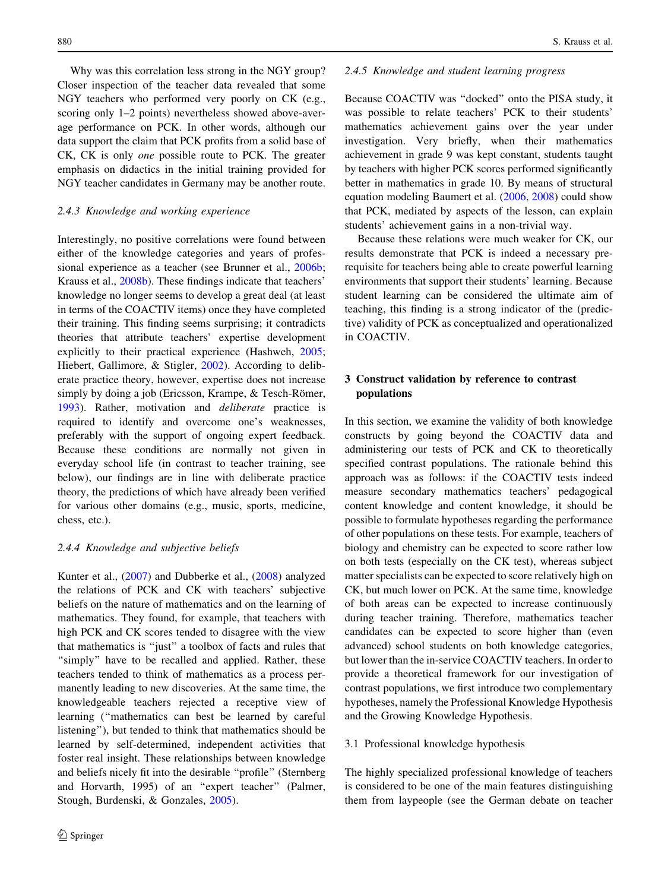Why was this correlation less strong in the NGY group? Closer inspection of the teacher data revealed that some NGY teachers who performed very poorly on CK (e.g., scoring only 1–2 points) nevertheless showed above-average performance on PCK. In other words, although our data support the claim that PCK profits from a solid base of CK, CK is only *one* possible route to PCK. The greater emphasis on didactics in the initial training provided for NGY teacher candidates in Germany may be another route.

#### 2.4.3 Knowledge and working experience

Interestingly, no positive correlations were found between either of the knowledge categories and years of professional experience as a teacher (see Brunner et al., 2006b; Krauss et al., 2008b). These findings indicate that teachers' knowledge no longer seems to develop a great deal (at least in terms of the COACTIV items) once they have completed their training. This finding seems surprising; it contradicts theories that attribute teachers' expertise development explicitly to their practical experience (Hashweh, 2005; Hiebert, Gallimore, & Stigler, 2002). According to deliberate practice theory, however, expertise does not increase simply by doing a job (Ericsson, Krampe, & Tesch-Römer, 1993). Rather, motivation and *deliberate* practice is required to identify and overcome one's weaknesses, preferably with the support of ongoing expert feedback. Because these conditions are normally not given in everyday school life (in contrast to teacher training, see below), our findings are in line with deliberate practice theory, the predictions of which have already been verified for various other domains (e.g., music, sports, medicine, chess, etc.).

#### 2.4.4 Knowledge and subjective beliefs

Kunter et al., (2007) and Dubberke et al., (2008) analyzed the relations of PCK and CK with teachers' subjective beliefs on the nature of mathematics and on the learning of mathematics. They found, for example, that teachers with high PCK and CK scores tended to disagree with the view that mathematics is "just" a toolbox of facts and rules that "simply" have to be recalled and applied. Rather, these teachers tended to think of mathematics as a process permanently leading to new discoveries. At the same time, the knowledgeable teachers rejected a receptive view of learning ("mathematics can best be learned by careful listening"), but tended to think that mathematics should be learned by self-determined, independent activities that foster real insight. These relationships between knowledge and beliefs nicely fit into the desirable "profile" (Sternberg and Horvarth, 1995) of an "expert teacher" (Palmer, Stough, Burdenski, & Gonzales, 2005).

#### 2.4.5 Knowledge and student learning progress

Because COACTIV was "docked" onto the PISA study, it was possible to relate teachers' PCK to their students' mathematics achievement gains over the year under investigation. Very briefly, when their mathematics achievement in grade 9 was kept constant, students taught by teachers with higher PCK scores performed significantly better in mathematics in grade 10. By means of structural equation modeling Baumert et al. (2006, 2008) could show that PCK, mediated by aspects of the lesson, can explain students' achievement gains in a non-trivial way.

Because these relations were much weaker for CK, our results demonstrate that PCK is indeed a necessary prerequisite for teachers being able to create powerful learning environments that support their students' learning. Because student learning can be considered the ultimate aim of teaching, this finding is a strong indicator of the (predictive) validity of PCK as conceptualized and operationalized in COACTIV.

## 3 Construct validation by reference to contrast populations

In this section, we examine the validity of both knowledge constructs by going beyond the COACTIV data and administering our tests of PCK and CK to theoretically specified contrast populations. The rationale behind this approach was as follows: if the COACTIV tests indeed measure secondary mathematics teachers' pedagogical content knowledge and content knowledge, it should be possible to formulate hypotheses regarding the performance of other populations on these tests. For example, teachers of biology and chemistry can be expected to score rather low on both tests (especially on the CK test), whereas subject matter specialists can be expected to score relatively high on CK, but much lower on PCK. At the same time, knowledge of both areas can be expected to increase continuously during teacher training. Therefore, mathematics teacher candidates can be expected to score higher than (even advanced) school students on both knowledge categories, but lower than the in-service COACTIV teachers. In order to provide a theoretical framework for our investigation of contrast populations, we first introduce two complementary hypotheses, namely the Professional Knowledge Hypothesis and the Growing Knowledge Hypothesis.

### 3.1 Professional knowledge hypothesis

The highly specialized professional knowledge of teachers is considered to be one of the main features distinguishing them from laypeople (see the German debate on teacher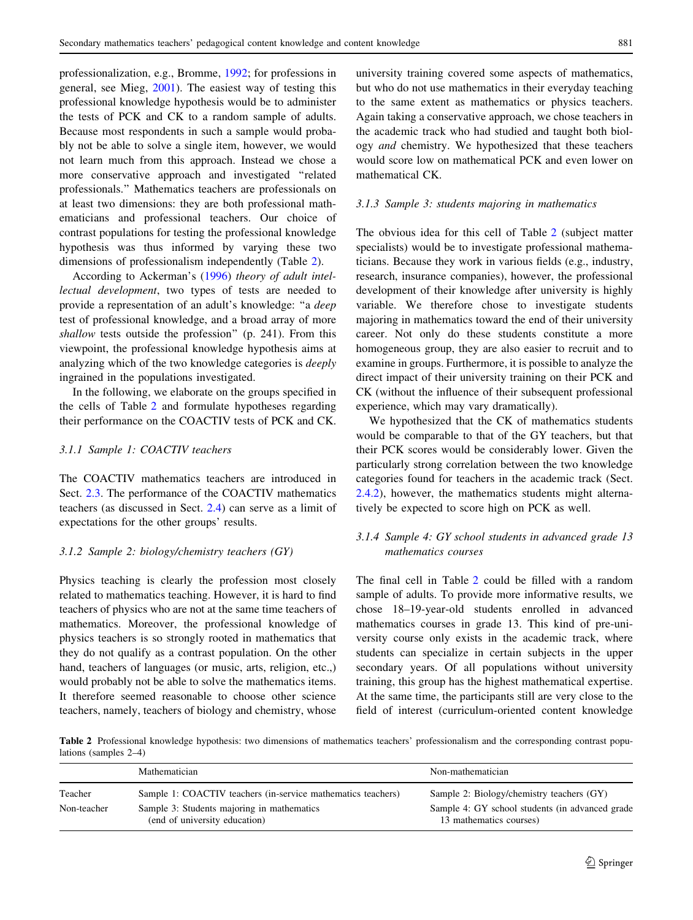professionalization, e.g., Bromme, 1992; for professions in general, see Mieg, 2001). The easiest way of testing this professional knowledge hypothesis would be to administer the tests of PCK and CK to a random sample of adults. Because most respondents in such a sample would probably not be able to solve a single item, however, we would not learn much from this approach. Instead we chose a more conservative approach and investigated "related professionals." Mathematics teachers are professionals on at least two dimensions: they are both professional mathematicians and professional teachers. Our choice of contrast populations for testing the professional knowledge hypothesis was thus informed by varying these two dimensions of professionalism independently (Table 2).

According to Ackerman's (1996) *theory of adult intellectual development*, two types of tests are needed to provide a representation of an adult's knowledge: "a *deep* test of professional knowledge, and a broad array of more *shallow* tests outside the profession" (p. 241). From this viewpoint, the professional knowledge hypothesis aims at analyzing which of the two knowledge categories is *deeply* ingrained in the populations investigated.

In the following, we elaborate on the groups specified in the cells of Table 2 and formulate hypotheses regarding their performance on the COACTIV tests of PCK and CK.

#### 3.1.1 Sample 1: COACTIV teachers

The COACTIV mathematics teachers are introduced in Sect. 2.3. The performance of the COACTIV mathematics teachers (as discussed in Sect. 2.4) can serve as a limit of expectations for the other groups' results.

#### 3.1.2 Sample 2: biology/chemistry teachers (GY)

Physics teaching is clearly the profession most closely related to mathematics teaching. However, it is hard to find teachers of physics who are not at the same time teachers of mathematics. Moreover, the professional knowledge of physics teachers is so strongly rooted in mathematics that they do not qualify as a contrast population. On the other hand, teachers of languages (or music, arts, religion, etc.,) would probably not be able to solve the mathematics items. It therefore seemed reasonable to choose other science teachers, namely, teachers of biology and chemistry, whose university training covered some aspects of mathematics, but who do not use mathematics in their everyday teaching to the same extent as mathematics or physics teachers. Again taking a conservative approach, we chose teachers in the academic track who had studied and taught both biology *and* chemistry. We hypothesized that these teachers would score low on mathematical PCK and even lower on mathematical CK.

#### 3.1.3 Sample 3: students majoring in mathematics

The obvious idea for this cell of Table 2 (subject matter specialists) would be to investigate professional mathematicians. Because they work in various fields (e.g., industry, research, insurance companies), however, the professional development of their knowledge after university is highly variable. We therefore chose to investigate students majoring in mathematics toward the end of their university career. Not only do these students constitute a more homogeneous group, they are also easier to recruit and to examine in groups. Furthermore, it is possible to analyze the direct impact of their university training on their PCK and CK (without the influence of their subsequent professional experience, which may vary dramatically).

We hypothesized that the CK of mathematics students would be comparable to that of the GY teachers, but that their PCK scores would be considerably lower. Given the particularly strong correlation between the two knowledge categories found for teachers in the academic track (Sect. 2.4.2), however, the mathematics students might alternatively be expected to score high on PCK as well.

#### 3.1.4 Sample 4: GY school students in advanced grade 13 mathematics courses

The final cell in Table 2 could be filled with a random sample of adults. To provide more informative results, we chose 18–19-year-old students enrolled in advanced mathematics courses in grade 13. This kind of pre-university course only exists in the academic track, where students can specialize in certain subjects in the upper secondary years. Of all populations without university training, this group has the highest mathematical expertise. At the same time, the participants still are very close to the field of interest (curriculum-oriented content knowledge

**Table 2** Professional knowledge hypothesis: two dimensions of mathematics teachers' professionalism and the corresponding contrast populations (samples 2–4)

| | Mathematician | Non-mathematician |
|---|---|---|
| Teacher | Sample 1: COACTIV teachers (in-service mathematics teachers) | Sample 2: Biology/chemistry teachers (GY) |
| Non-teacher | Sample 3: Students majoring in mathematics (end of university education) | Sample 4: GY school students (in advanced grade 13 mathematics courses) |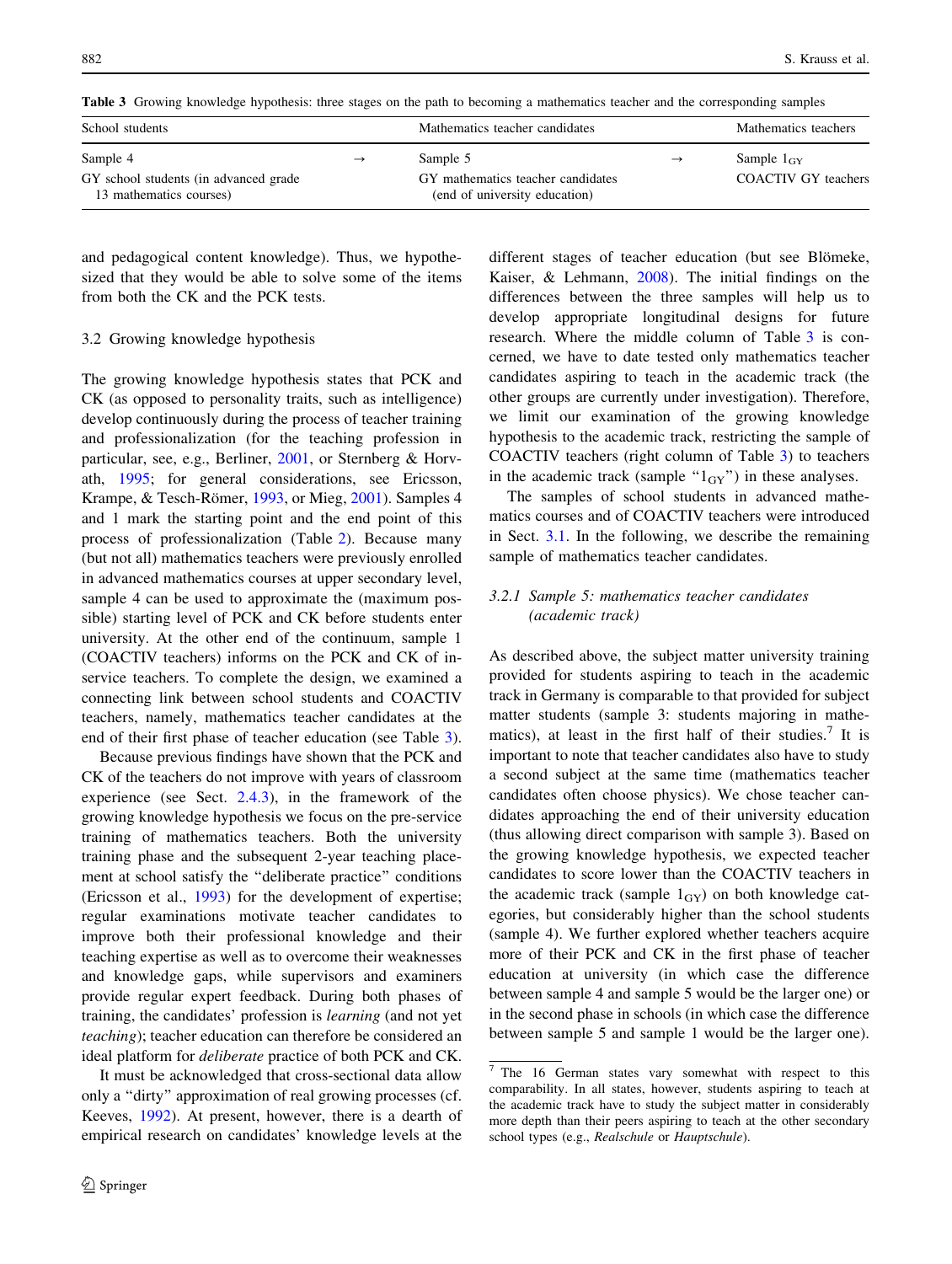**Table 3** Growing knowledge hypothesis: three stages on the path to becoming a mathematics teacher and the corresponding samples

| School students | | Mathematics teacher candidates | | Mathematics teachers |
|---|---|---|---|---|
| Sample 4 | → | Sample 5 | → | Sample $1_{GY}$ |
| GY school students (in advanced grade 13 mathematics courses) | | GY mathematics teacher candidates (end of university education) | | COACTIV GY teachers |

and pedagogical content knowledge). Thus, we hypothesized that they would be able to solve some of the items from both the CK and the PCK tests.

### 3.2 Growing knowledge hypothesis

The growing knowledge hypothesis states that PCK and CK (as opposed to personality traits, such as intelligence) develop continuously during the process of teacher training and professionalization (for the teaching profession in particular, see, e.g., Berliner, 2001, or Sternberg & Horvath, 1995; for general considerations, see Ericsson, Krampe, & Tesch-Römer, 1993, or Mieg, 2001). Samples 4 and 1 mark the starting point and the end point of this process of professionalization (Table 2). Because many (but not all) mathematics teachers were previously enrolled in advanced mathematics courses at upper secondary level, sample 4 can be used to approximate the (maximum possible) starting level of PCK and CK before students enter university. At the other end of the continuum, sample 1 (COACTIV teachers) informs on the PCK and CK of in-service teachers. To complete the design, we examined a connecting link between school students and COACTIV teachers, namely, mathematics teacher candidates at the end of their first phase of teacher education (see Table 3).

Because previous findings have shown that the PCK and CK of the teachers do not improve with years of classroom experience (see Sect. 2.4.3), in the framework of the growing knowledge hypothesis we focus on the pre-service training of mathematics teachers. Both the university training phase and the subsequent 2-year teaching placement at school satisfy the "deliberate practice" conditions (Ericsson et al., 1993) for the development of expertise; regular examinations motivate teacher candidates to improve both their professional knowledge and their teaching expertise as well as to overcome their weaknesses and knowledge gaps, while supervisors and examiners provide regular expert feedback. During both phases of training, the candidates' profession is *learning* (and not yet *teaching*); teacher education can therefore be considered an ideal platform for *deliberate* practice of both PCK and CK.

It must be acknowledged that cross-sectional data allow only a "dirty" approximation of real growing processes (cf. Keeves, 1992). At present, however, there is a dearth of empirical research on candidates' knowledge levels at the different stages of teacher education (but see Blömeke, Kaiser, & Lehmann, 2008). The initial findings on the differences between the three samples will help us to develop appropriate longitudinal designs for future research. Where the middle column of Table 3 is concerned, we have to date tested only mathematics teacher candidates aspiring to teach in the academic track (the other groups are currently under investigation). Therefore, we limit our examination of the growing knowledge hypothesis to the academic track, restricting the sample of COACTIV teachers (right column of Table 3) to teachers in the academic track (sample "$1_{GY}$") in these analyses.

The samples of school students in advanced mathematics courses and of COACTIV teachers were introduced in Sect. 3.1. In the following, we describe the remaining sample of mathematics teacher candidates.

#### 3.2.1 *Sample 5: mathematics teacher candidates (academic track)*

As described above, the subject matter university training provided for students aspiring to teach in the academic track in Germany is comparable to that provided for subject matter students (sample 3: students majoring in mathematics), at least in the first half of their studies.[7] It is important to note that teacher candidates also have to study a second subject at the same time (mathematics teacher candidates often choose physics). We chose teacher candidates approaching the end of their university education (thus allowing direct comparison with sample 3). Based on the growing knowledge hypothesis, we expected teacher candidates to score lower than the COACTIV teachers in the academic track (sample $1_{GY}$) on both knowledge categories, but considerably higher than the school students (sample 4). We further explored whether teachers acquire more of their PCK and CK in the first phase of teacher education at university (in which case the difference between sample 4 and sample 5 would be the larger one) or in the second phase in schools (in which case the difference between sample 5 and sample 1 would be the larger one).

---

[7] The 16 German states vary somewhat with respect to this comparability. In all states, however, students aspiring to teach at the academic track have to study the subject matter in considerably more depth than their peers aspiring to teach at the other secondary school types (e.g., *Realschule* or *Hauptschule*).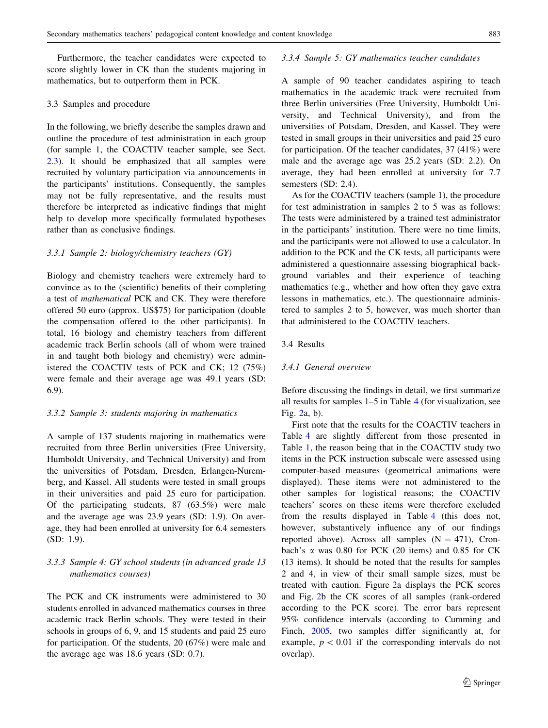Furthermore, the teacher candidates were expected to score slightly lower in CK than the students majoring in mathematics, but to outperform them in PCK.

### 3.3 Samples and procedure

In the following, we briefly describe the samples drawn and outline the procedure of test administration in each group (for sample 1, the COACTIV teacher sample, see Sect. 2.3). It should be emphasized that all samples were recruited by voluntary participation via announcements in the participants' institutions. Consequently, the samples may not be fully representative, and the results must therefore be interpreted as indicative findings that might help to develop more specifically formulated hypotheses rather than as conclusive findings.

#### *3.3.1 Sample 2: biology/chemistry teachers (GY)*

Biology and chemistry teachers were extremely hard to convince as to the (scientific) benefits of their completing a test of *mathematical* PCK and CK. They were therefore offered 50 euro (approx. US$75) for participation (double the compensation offered to the other participants). In total, 16 biology and chemistry teachers from different academic track Berlin schools (all of whom were trained in and taught both biology and chemistry) were administered the COACTIV tests of PCK and CK; 12 (75%) were female and their average age was 49.1 years (SD: 6.9).

#### *3.3.2 Sample 3: students majoring in mathematics*

A sample of 137 students majoring in mathematics were recruited from three Berlin universities (Free University, Humboldt University, and Technical University) and from the universities of Potsdam, Dresden, Erlangen-Nuremberg, and Kassel. All students were tested in small groups in their universities and paid 25 euro for participation. Of the participating students, 87 (63.5%) were male and the average age was 23.9 years (SD: 1.9). On average, they had been enrolled at university for 6.4 semesters (SD: 1.9).

#### *3.3.3 Sample 4: GY school students (in advanced grade 13 mathematics courses)*

The PCK and CK instruments were administered to 30 students enrolled in advanced mathematics courses in three academic track Berlin schools. They were tested in their schools in groups of 6, 9, and 15 students and paid 25 euro for participation. Of the students, 20 (67%) were male and the average age was 18.6 years (SD: 0.7).

#### *3.3.4 Sample 5: GY mathematics teacher candidates*

A sample of 90 teacher candidates aspiring to teach mathematics in the academic track were recruited from three Berlin universities (Free University, Humboldt University, and Technical University), and from the universities of Potsdam, Dresden, and Kassel. They were tested in small groups in their universities and paid 25 euro for participation. Of the teacher candidates, 37 (41%) were male and the average age was 25.2 years (SD: 2.2). On average, they had been enrolled at university for 7.7 semesters (SD: 2.4).

As for the COACTIV teachers (sample 1), the procedure for test administration in samples 2 to 5 was as follows: The tests were administered by a trained test administrator in the participants' institution. There were no time limits, and the participants were not allowed to use a calculator. In addition to the PCK and the CK tests, all participants were administered a questionnaire assessing biographical background variables and their experience of teaching mathematics (e.g., whether and how often they gave extra lessons in mathematics, etc.). The questionnaire administered to samples 2 to 5, however, was much shorter than that administered to the COACTIV teachers.

### 3.4 Results

#### *3.4.1 General overview*

Before discussing the findings in detail, we first summarize all results for samples 1–5 in Table 4 (for visualization, see Fig. 2a, b).

First note that the results for the COACTIV teachers in Table 4 are slightly different from those presented in Table 1, the reason being that in the COACTIV study two items in the PCK instruction subscale were assessed using computer-based measures (geometrical animations were displayed). These items were not administered to the other samples for logistical reasons; the COACTIV teachers' scores on these items were therefore excluded from the results displayed in Table 4 (this does not, however, substantively influence any of our findings reported above). Across all samples ($N = 471$), Cronbach's $\alpha$ was 0.80 for PCK (20 items) and 0.85 for CK (13 items). It should be noted that the results for samples 2 and 4, in view of their small sample sizes, must be treated with caution. Figure 2a displays the PCK scores and Fig. 2b the CK scores of all samples (rank-ordered according to the PCK score). The error bars represent 95% confidence intervals (according to Cumming and Finch, 2005, two samples differ significantly at, for example, $p < 0.01$ if the corresponding intervals do not overlap).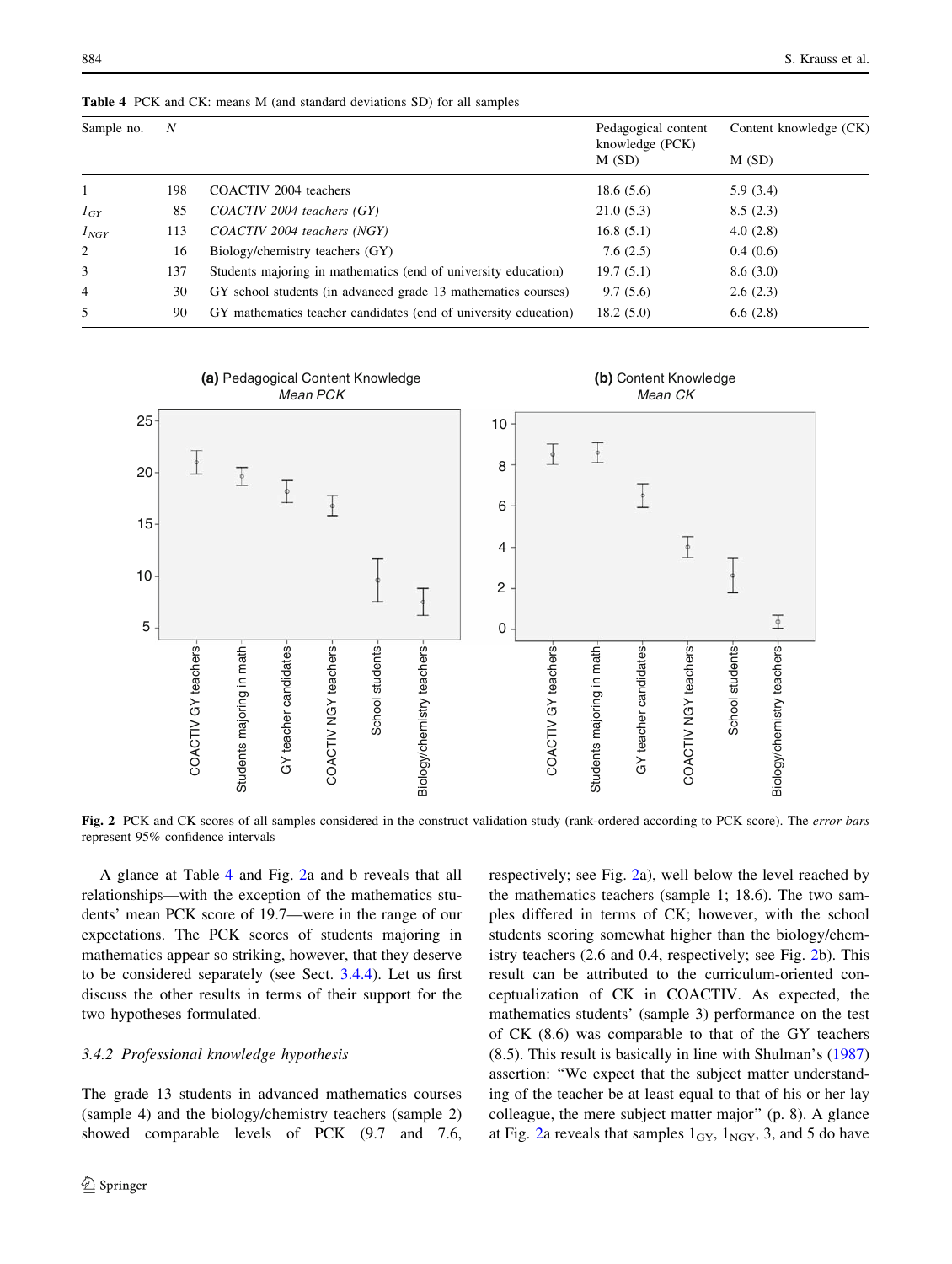**Table 4** PCK and CK: means M (and standard deviations SD) for all samples

| Sample no. | N | | Pedagogical content knowledge (PCK) M (SD) | Content knowledge (CK) M (SD) |
|---|---|---|---|---|
| 1 | 198 | COACTIV 2004 teachers | 18.6 (5.6) | 5.9 (3.4) |
| $1_{GY}$ | 85 | *COACTIV 2004 teachers (GY)* | 21.0 (5.3) | 8.5 (2.3) |
| $1_{NGY}$ | 113 | *COACTIV 2004 teachers (NGY)* | 16.8 (5.1) | 4.0 (2.8) |
| 2 | 16 | Biology/chemistry teachers (GY) | 7.6 (2.5) | 0.4 (0.6) |
| 3 | 137 | Students majoring in mathematics (end of university education) | 19.7 (5.1) | 8.6 (3.0) |
| 4 | 30 | GY school students (in advanced grade 13 mathematics courses) | 9.7 (5.6) | 2.6 (2.3) |
| 5 | 90 | GY mathematics teacher candidates (end of university education) | 18.2 (5.0) | 6.6 (2.8) |

**Fig. 2** PCK and CK scores of all samples considered in the construct validation study (rank-ordered according to PCK score). The *error bars* represent 95% confidence intervals

A glance at Table 4 and Fig. 2a and b reveals that all relationships—with the exception of the mathematics students' mean PCK score of 19.7—were in the range of our expectations. The PCK scores of students majoring in mathematics appear so striking, however, that they deserve to be considered separately (see Sect. 3.4.4). Let us first discuss the other results in terms of their support for the two hypotheses formulated.

### 3.4.2 Professional knowledge hypothesis

The grade 13 students in advanced mathematics courses (sample 4) and the biology/chemistry teachers (sample 2) showed comparable levels of PCK (9.7 and 7.6, respectively; see Fig. 2a), well below the level reached by the mathematics teachers (sample 1; 18.6). The two samples differed in terms of CK; however, with the school students scoring somewhat higher than the biology/chemistry teachers (2.6 and 0.4, respectively; see Fig. 2b). This result can be attributed to the curriculum-oriented conceptualization of CK in COACTIV. As expected, the mathematics students' (sample 3) performance on the test of CK (8.6) was comparable to that of the GY teachers (8.5). This result is basically in line with Shulman's (1987) assertion: "We expect that the subject matter understanding of the teacher be at least equal to that of his or her lay colleague, the mere subject matter major" (p. 8). A glance at Fig. 2a reveals that samples $1_{GY}$, $1_{NGY}$, 3, and 5 do have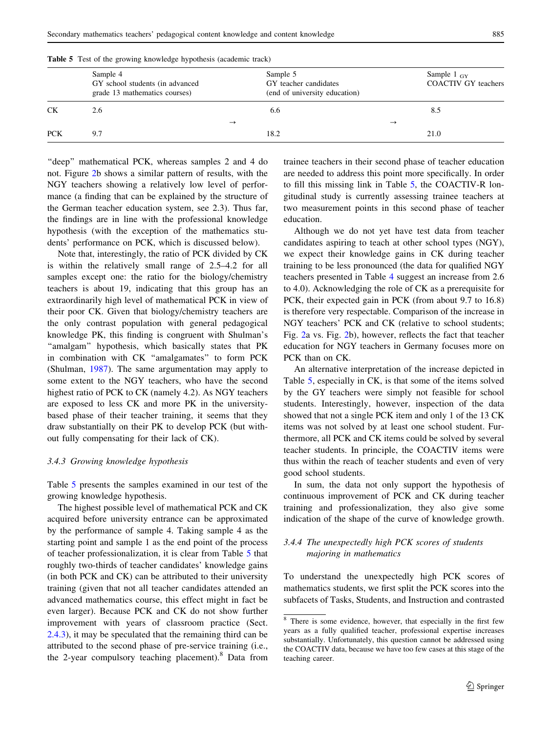**Table 5** Test of the growing knowledge hypothesis (academic track)

| | Sample 4<br>GY school students (in advanced grade 13 mathematics courses) | | Sample 5<br>GY teacher candidates (end of university education) | | Sample 1 $_{GY}$<br>COACTIV GY teachers |
|---|---|---|---|---|---|
| CK | 2.6 | → | 6.6 | → | 8.5 |
| PCK | 9.7 | | 18.2 | | 21.0 |

"deep" mathematical PCK, whereas samples 2 and 4 do not. Figure 2b shows a similar pattern of results, with the NGY teachers showing a relatively low level of performance (a finding that can be explained by the structure of the German teacher education system, see 2.3). Thus far, the findings are in line with the professional knowledge hypothesis (with the exception of the mathematics students' performance on PCK, which is discussed below).

Note that, interestingly, the ratio of PCK divided by CK is within the relatively small range of 2.5–4.2 for all samples except one: the ratio for the biology/chemistry teachers is about 19, indicating that this group has an extraordinarily high level of mathematical PCK in view of their poor CK. Given that biology/chemistry teachers are the only contrast population with general pedagogical knowledge PK, this finding is congruent with Shulman's "amalgam" hypothesis, which basically states that PK in combination with CK "amalgamates" to form PCK (Shulman, 1987). The same argumentation may apply to some extent to the NGY teachers, who have the second highest ratio of PCK to CK (namely 4.2). As NGY teachers are exposed to less CK and more PK in the university-based phase of their teacher training, it seems that they draw substantially on their PK to develop PCK (but without fully compensating for their lack of CK).

#### 3.4.3 Growing knowledge hypothesis

Table 5 presents the samples examined in our test of the growing knowledge hypothesis.

The highest possible level of mathematical PCK and CK acquired before university entrance can be approximated by the performance of sample 4. Taking sample 4 as the starting point and sample 1 as the end point of the process of teacher professionalization, it is clear from Table 5 that roughly two-thirds of teacher candidates' knowledge gains (in both PCK and CK) can be attributed to their university training (given that not all teacher candidates attended an advanced mathematics course, this effect might in fact be even larger). Because PCK and CK do not show further improvement with years of classroom practice (Sect. 2.4.3), it may be speculated that the remaining third can be attributed to the second phase of pre-service training (i.e., the 2-year compulsory teaching placement).[8] Data from trainee teachers in their second phase of teacher education are needed to address this point more specifically. In order to fill this missing link in Table 5, the COACTIV-R longitudinal study is currently assessing trainee teachers at two measurement points in this second phase of teacher education.

Although we do not yet have test data from teacher candidates aspiring to teach at other school types (NGY), we expect their knowledge gains in CK during teacher training to be less pronounced (the data for qualified NGY teachers presented in Table 4 suggest an increase from 2.6 to 4.0). Acknowledging the role of CK as a prerequisite for PCK, their expected gain in PCK (from about 9.7 to 16.8) is therefore very respectable. Comparison of the increase in NGY teachers' PCK and CK (relative to school students; Fig. 2a vs. Fig. 2b), however, reflects the fact that teacher education for NGY teachers in Germany focuses more on PCK than on CK.

An alternative interpretation of the increase depicted in Table 5, especially in CK, is that some of the items solved by the GY teachers were simply not feasible for school students. Interestingly, however, inspection of the data showed that not a single PCK item and only 1 of the 13 CK items was not solved by at least one school student. Furthermore, all PCK and CK items could be solved by several teacher students. In principle, the COACTIV items were thus within the reach of teacher students and even of very good school students.

In sum, the data not only support the hypothesis of continuous improvement of PCK and CK during teacher training and professionalization, they also give some indication of the shape of the curve of knowledge growth.

#### 3.4.4 The unexpectedly high PCK scores of students majoring in mathematics

To understand the unexpectedly high PCK scores of mathematics students, we first split the PCK scores into the subfacets of Tasks, Students, and Instruction and contrasted

[8] There is some evidence, however, that especially in the first few years as a fully qualified teacher, professional expertise increases substantially. Unfortunately, this question cannot be addressed using the COACTIV data, because we have too few cases at this stage of the teaching career.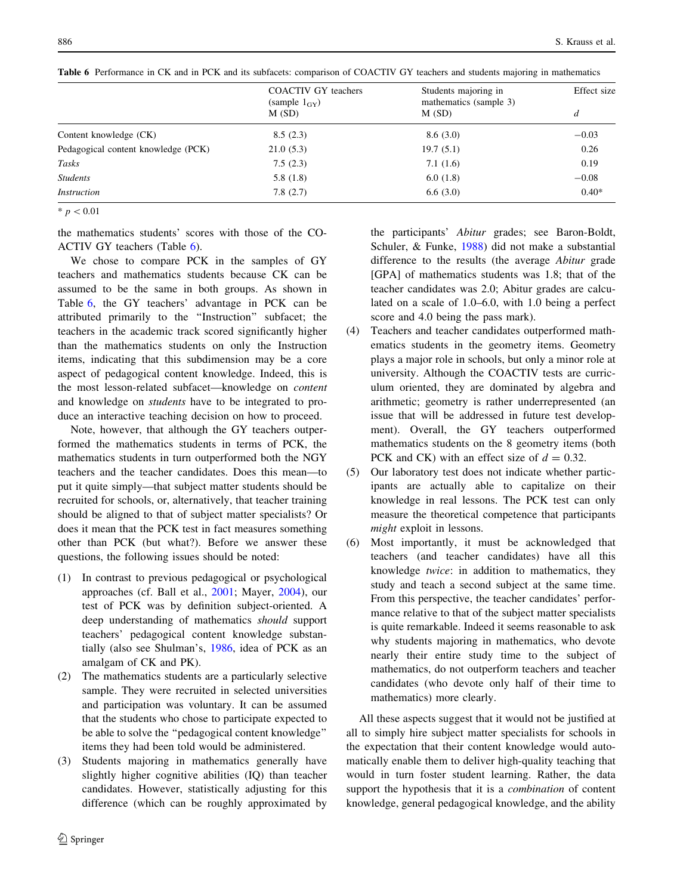**Table 6** Performance in CK and in PCK and its subfacets: comparison of COACTIV GY teachers and students majoring in mathematics

| | COACTIV GY teachers (sample $1_{GY}$) M (SD) | Students majoring in mathematics (sample 3) M (SD) | Effect size *d* |
|---|---|---|---|
| Content knowledge (CK) | 8.5 (2.3) | 8.6 (3.0) | −0.03 |
| Pedagogical content knowledge (PCK) | 21.0 (5.3) | 19.7 (5.1) | 0.26 |
| *Tasks* | 7.5 (2.3) | 7.1 (1.6) | 0.19 |
| *Students* | 5.8 (1.8) | 6.0 (1.8) | −0.08 |
| *Instruction* | 7.8 (2.7) | 6.6 (3.0) | 0.40* |

\* $p < 0.01$

the mathematics students' scores with those of the COACTIV GY teachers (Table 6).

We chose to compare PCK in the samples of GY teachers and mathematics students because CK can be assumed to be the same in both groups. As shown in Table 6, the GY teachers' advantage in PCK can be attributed primarily to the "Instruction" subfacet; the teachers in the academic track scored significantly higher than the mathematics students on only the Instruction items, indicating that this subdimension may be a core aspect of pedagogical content knowledge. Indeed, this is the most lesson-related subfacet—knowledge on *content* and knowledge on *students* have to be integrated to produce an interactive teaching decision on how to proceed.

Note, however, that although the GY teachers outperformed the mathematics students in terms of PCK, the mathematics students in turn outperformed both the NGY teachers and the teacher candidates. Does this mean—to put it quite simply—that subject matter students should be recruited for schools, or, alternatively, that teacher training should be aligned to that of subject matter specialists? Or does it mean that the PCK test in fact measures something other than PCK (but what?). Before we answer these questions, the following issues should be noted:

(1) In contrast to previous pedagogical or psychological approaches (cf. Ball et al., 2001; Mayer, 2004), our test of PCK was by definition subject-oriented. A deep understanding of mathematics *should* support teachers' pedagogical content knowledge substantially (also see Shulman's, 1986, idea of PCK as an amalgam of CK and PK).

(2) The mathematics students are a particularly selective sample. They were recruited in selected universities and participation was voluntary. It can be assumed that the students who chose to participate expected to be able to solve the "pedagogical content knowledge" items they had been told would be administered.

(3) Students majoring in mathematics generally have slightly higher cognitive abilities (IQ) than teacher candidates. However, statistically adjusting for this difference (which can be roughly approximated by the participants' *Abitur* grades; see Baron-Boldt, Schuler, & Funke, 1988) did not make a substantial difference to the results (the average *Abitur* grade [GPA] of mathematics students was 1.8; that of the teacher candidates was 2.0; Abitur grades are calculated on a scale of 1.0–6.0, with 1.0 being a perfect score and 4.0 being the pass mark).

(4) Teachers and teacher candidates outperformed mathematics students in the geometry items. Geometry plays a major role in schools, but only a minor role at university. Although the COACTIV tests are curriculum oriented, they are dominated by algebra and arithmetic; geometry is rather underrepresented (an issue that will be addressed in future test development). Overall, the GY teachers outperformed mathematics students on the 8 geometry items (both PCK and CK) with an effect size of $d = 0.32$.

(5) Our laboratory test does not indicate whether participants are actually able to capitalize on their knowledge in real lessons. The PCK test can only measure the theoretical competence that participants *might* exploit in lessons.

(6) Most importantly, it must be acknowledged that teachers (and teacher candidates) have all this knowledge *twice*: in addition to mathematics, they study and teach a second subject at the same time. From this perspective, the teacher candidates' performance relative to that of the subject matter specialists is quite remarkable. Indeed it seems reasonable to ask why students majoring in mathematics, who devote nearly their entire study time to the subject of mathematics, do not outperform teachers and teacher candidates (who devote only half of their time to mathematics) more clearly.

All these aspects suggest that it would not be justified at all to simply hire subject matter specialists for schools in the expectation that their content knowledge would automatically enable them to deliver high-quality teaching that would in turn foster student learning. Rather, the data support the hypothesis that it is a *combination* of content knowledge, general pedagogical knowledge, and the ability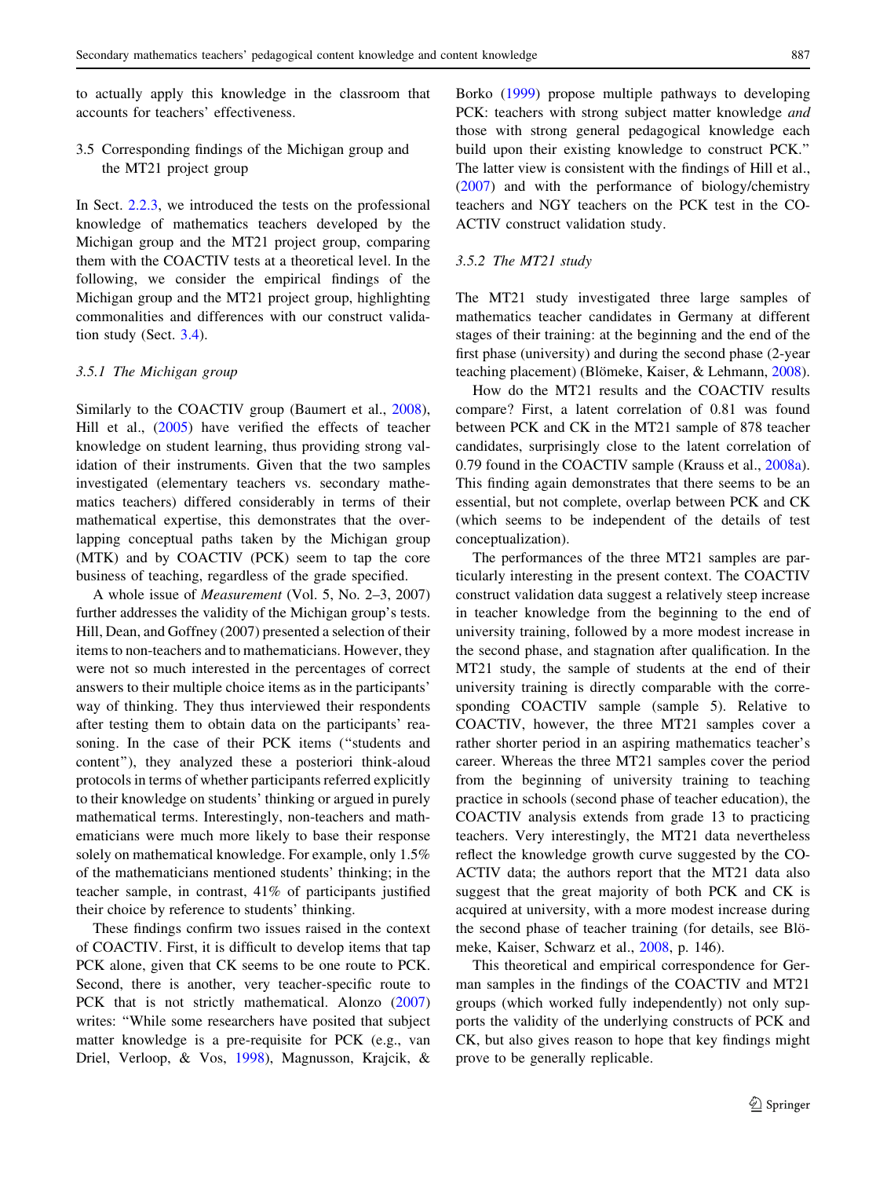to actually apply this knowledge in the classroom that accounts for teachers' effectiveness.

## 3.5 Corresponding findings of the Michigan group and the MT21 project group

In Sect. 2.2.3, we introduced the tests on the professional knowledge of mathematics teachers developed by the Michigan group and the MT21 project group, comparing them with the COACTIV tests at a theoretical level. In the following, we consider the empirical findings of the Michigan group and the MT21 project group, highlighting commonalities and differences with our construct validation study (Sect. 3.4).

### *3.5.1 The Michigan group*

Similarly to the COACTIV group (Baumert et al., 2008), Hill et al., (2005) have verified the effects of teacher knowledge on student learning, thus providing strong validation of their instruments. Given that the two samples investigated (elementary teachers vs. secondary mathematics teachers) differed considerably in terms of their mathematical expertise, this demonstrates that the overlapping conceptual paths taken by the Michigan group (MTK) and by COACTIV (PCK) seem to tap the core business of teaching, regardless of the grade specified.

A whole issue of *Measurement* (Vol. 5, No. 2–3, 2007) further addresses the validity of the Michigan group's tests. Hill, Dean, and Goffney (2007) presented a selection of their items to non-teachers and to mathematicians. However, they were not so much interested in the percentages of correct answers to their multiple choice items as in the participants' way of thinking. They thus interviewed their respondents after testing them to obtain data on the participants' reasoning. In the case of their PCK items ("students and content"), they analyzed these a posteriori think-aloud protocols in terms of whether participants referred explicitly to their knowledge on students' thinking or argued in purely mathematical terms. Interestingly, non-teachers and mathematicians were much more likely to base their response solely on mathematical knowledge. For example, only 1.5% of the mathematicians mentioned students' thinking; in the teacher sample, in contrast, 41% of participants justified their choice by reference to students' thinking.

These findings confirm two issues raised in the context of COACTIV. First, it is difficult to develop items that tap PCK alone, given that CK seems to be one route to PCK. Second, there is another, very teacher-specific route to PCK that is not strictly mathematical. Alonzo (2007) writes: "While some researchers have posited that subject matter knowledge is a pre-requisite for PCK (e.g., van Driel, Verloop, & Vos, 1998), Magnusson, Krajcik, & Borko (1999) propose multiple pathways to developing PCK: teachers with strong subject matter knowledge *and* those with strong general pedagogical knowledge each build upon their existing knowledge to construct PCK." The latter view is consistent with the findings of Hill et al., (2007) and with the performance of biology/chemistry teachers and NGY teachers on the PCK test in the COACTIV construct validation study.

### *3.5.2 The MT21 study*

The MT21 study investigated three large samples of mathematics teacher candidates in Germany at different stages of their training: at the beginning and the end of the first phase (university) and during the second phase (2-year teaching placement) (Blömeke, Kaiser, & Lehmann, 2008).

How do the MT21 results and the COACTIV results compare? First, a latent correlation of 0.81 was found between PCK and CK in the MT21 sample of 878 teacher candidates, surprisingly close to the latent correlation of 0.79 found in the COACTIV sample (Krauss et al., 2008a). This finding again demonstrates that there seems to be an essential, but not complete, overlap between PCK and CK (which seems to be independent of the details of test conceptualization).

The performances of the three MT21 samples are particularly interesting in the present context. The COACTIV construct validation data suggest a relatively steep increase in teacher knowledge from the beginning to the end of university training, followed by a more modest increase in the second phase, and stagnation after qualification. In the MT21 study, the sample of students at the end of their university training is directly comparable with the corresponding COACTIV sample (sample 5). Relative to COACTIV, however, the three MT21 samples cover a rather shorter period in an aspiring mathematics teacher's career. Whereas the three MT21 samples cover the period from the beginning of university training to teaching practice in schools (second phase of teacher education), the COACTIV analysis extends from grade 13 to practicing teachers. Very interestingly, the MT21 data nevertheless reflect the knowledge growth curve suggested by the COACTIV data; the authors report that the MT21 data also suggest that the great majority of both PCK and CK is acquired at university, with a more modest increase during the second phase of teacher training (for details, see Blömeke, Kaiser, Schwarz et al., 2008, p. 146).

This theoretical and empirical correspondence for German samples in the findings of the COACTIV and MT21 groups (which worked fully independently) not only supports the validity of the underlying constructs of PCK and CK, but also gives reason to hope that key findings might prove to be generally replicable.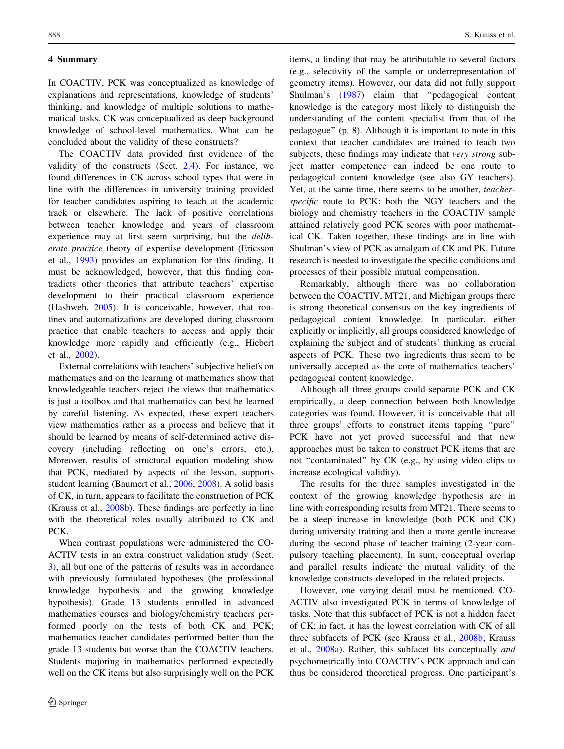## 4 Summary

In COACTIV, PCK was conceptualized as knowledge of explanations and representations, knowledge of students' thinking, and knowledge of multiple solutions to mathematical tasks. CK was conceptualized as deep background knowledge of school-level mathematics. What can be concluded about the validity of these constructs?

The COACTIV data provided first evidence of the validity of the constructs (Sect. 2.4). For instance, we found differences in CK across school types that were in line with the differences in university training provided for teacher candidates aspiring to teach at the academic track or elsewhere. The lack of positive correlations between teacher knowledge and years of classroom experience may at first seem surprising, but the *deliberate practice* theory of expertise development (Ericsson et al., 1993) provides an explanation for this finding. It must be acknowledged, however, that this finding contradicts other theories that attribute teachers' expertise development to their practical classroom experience (Hashweh, 2005). It is conceivable, however, that routines and automatizations are developed during classroom practice that enable teachers to access and apply their knowledge more rapidly and efficiently (e.g., Hiebert et al., 2002).

External correlations with teachers' subjective beliefs on mathematics and on the learning of mathematics show that knowledgeable teachers reject the views that mathematics is just a toolbox and that mathematics can best be learned by careful listening. As expected, these expert teachers view mathematics rather as a process and believe that it should be learned by means of self-determined active discovery (including reflecting on one's errors, etc.). Moreover, results of structural equation modeling show that PCK, mediated by aspects of the lesson, supports student learning (Baumert et al., 2006, 2008). A solid basis of CK, in turn, appears to facilitate the construction of PCK (Krauss et al., 2008b). These findings are perfectly in line with the theoretical roles usually attributed to CK and PCK.

When contrast populations were administered the COACTIV tests in an extra construct validation study (Sect. 3), all but one of the patterns of results was in accordance with previously formulated hypotheses (the professional knowledge hypothesis and the growing knowledge hypothesis). Grade 13 students enrolled in advanced mathematics courses and biology/chemistry teachers performed poorly on the tests of both CK and PCK; mathematics teacher candidates performed better than the grade 13 students but worse than the COACTIV teachers. Students majoring in mathematics performed expectedly well on the CK items but also surprisingly well on the PCK items, a finding that may be attributable to several factors (e.g., selectivity of the sample or underrepresentation of geometry items). However, our data did not fully support Shulman's (1987) claim that "pedagogical content knowledge is the category most likely to distinguish the understanding of the content specialist from that of the pedagogue" (p. 8). Although it is important to note in this context that teacher candidates are trained to teach two subjects, these findings may indicate that *very strong* subject matter competence can indeed be one route to pedagogical content knowledge (see also GY teachers). Yet, at the same time, there seems to be another, *teacher-specific* route to PCK: both the NGY teachers and the biology and chemistry teachers in the COACTIV sample attained relatively good PCK scores with poor mathematical CK. Taken together, these findings are in line with Shulman's view of PCK as amalgam of CK and PK. Future research is needed to investigate the specific conditions and processes of their possible mutual compensation.

Remarkably, although there was no collaboration between the COACTIV, MT21, and Michigan groups there is strong theoretical consensus on the key ingredients of pedagogical content knowledge. In particular, either explicitly or implicitly, all groups considered knowledge of explaining the subject and of students' thinking as crucial aspects of PCK. These two ingredients thus seem to be universally accepted as the core of mathematics teachers' pedagogical content knowledge.

Although all three groups could separate PCK and CK empirically, a deep connection between both knowledge categories was found. However, it is conceivable that all three groups' efforts to construct items tapping "pure" PCK have not yet proved successful and that new approaches must be taken to construct PCK items that are not "contaminated" by CK (e.g., by using video clips to increase ecological validity).

The results for the three samples investigated in the context of the growing knowledge hypothesis are in line with corresponding results from MT21. There seems to be a steep increase in knowledge (both PCK and CK) during university training and then a more gentle increase during the second phase of teacher training (2-year compulsory teaching placement). In sum, conceptual overlap and parallel results indicate the mutual validity of the knowledge constructs developed in the related projects.

However, one varying detail must be mentioned. COACTIV also investigated PCK in terms of knowledge of tasks. Note that this subfacet of PCK is not a hidden facet of CK; in fact, it has the lowest correlation with CK of all three subfacets of PCK (see Krauss et al., 2008b; Krauss et al., 2008a). Rather, this subfacet fits conceptually *and* psychometrically into COACTIV's PCK approach and can thus be considered theoretical progress. One participant's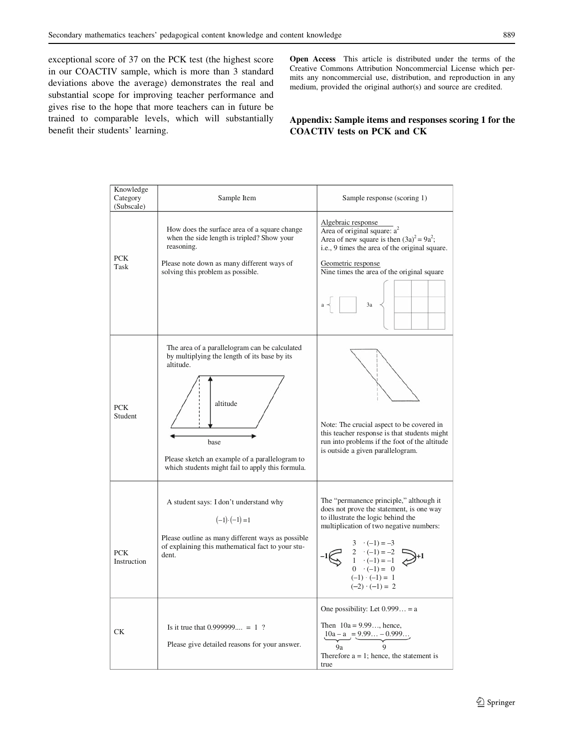exceptional score of 37 on the PCK test (the highest score in our COACTIV sample, which is more than 3 standard deviations above the average) demonstrates the real and substantial scope for improving teacher performance and gives rise to the hope that more teachers can in future be trained to comparable levels, which will substantially benefit their students' learning.

**Open Access** This article is distributed under the terms of the Creative Commons Attribution Noncommercial License which permits any noncommercial use, distribution, and reproduction in any medium, provided the original author(s) and source are credited.

## Appendix: Sample items and responses scoring 1 for the COACTIV tests on PCK and CK

| Knowledge Category (Subscale) | Sample Item | Sample response (scoring 1) |
|---|---|---|
| PCK Task | How does the surface area of a square change when the side length is tripled? Show your reasoning. Please note down as many different ways of solving this problem as possible. | Algebraic response: Area of original square: $a^2$. Area of new square is then $(3a)^2 = 9a^2$; i.e., 9 times the area of the original square. Geometric response: Nine times the area of the original square [figure: square with side a; square with side 3a divided into 3 × 3 grid] |
| PCK Student | The area of a parallelogram can be calculated by multiplying the length of its base by its altitude. [figure: parallelogram with altitude and base labeled] Please sketch an example of a parallelogram to which students might fail to apply this formula. | [figure: slanted parallelogram with altitude outside] Note: The crucial aspect to be covered in this teacher response is that students might run into problems if the foot of the altitude is outside a given parallelogram. |
| PCK Instruction | A student says: I don't understand why $(-1)\cdot(-1)=1$. Please outline as many different ways as possible of explaining this mathematical fact to your student. | The "permanence principle," although it does not prove the statement, is one way to illustrate the logic behind the multiplication of two negative numbers: $3\cdot(-1)=-3$, $2\cdot(-1)=-2$, $1\cdot(-1)=-1$, $0\cdot(-1)=0$, $(-1)\cdot(-1)=1$, $(-2)\cdot(-1)=2$ (left factor: −1 each step; result: +1 each step) |
| CK | Is it true that $0.999999\ldots = 1$? Please give detailed reasons for your answer. | One possibility: Let $0.999\ldots = a$. Then $10a = 9.99\ldots$, hence, $\underbrace{10a - a}_{9a} = \underbrace{9.99\ldots - 0.999\ldots}_{9}$. Therefore $a = 1$; hence, the statement is true |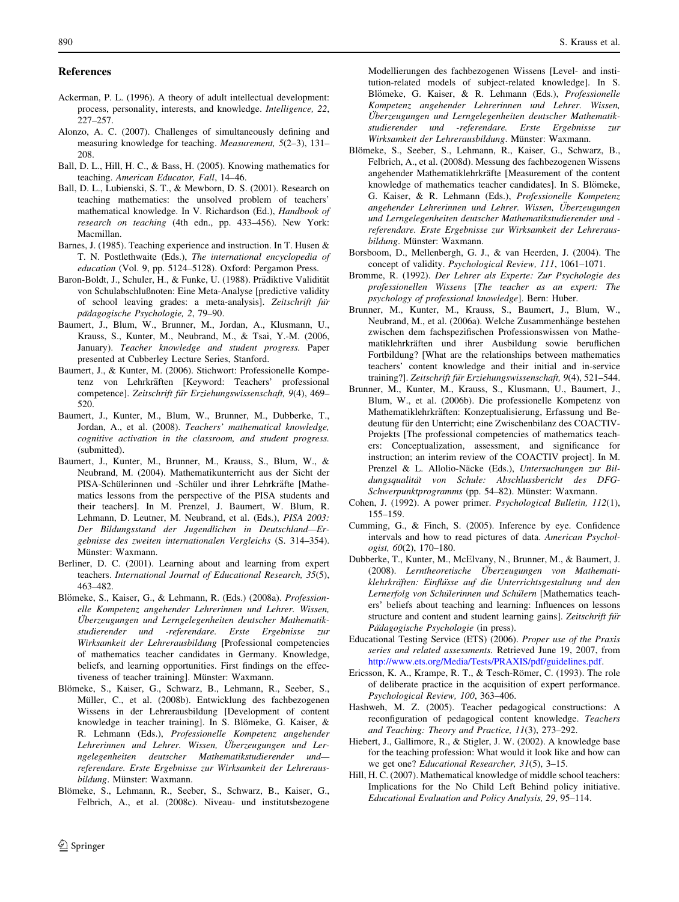## References

Ackerman, P. L. (1996). A theory of adult intellectual development: process, personality, interests, and knowledge. *Intelligence, 22*, 227–257.

Alonzo, A. C. (2007). Challenges of simultaneously defining and measuring knowledge for teaching. *Measurement, 5*(2–3), 131–208.

Ball, D. L., Hill, H. C., & Bass, H. (2005). Knowing mathematics for teaching. *American Educator, Fall*, 14–46.

Ball, D. L., Lubienski, S. T., & Mewborn, D. S. (2001). Research on teaching mathematics: the unsolved problem of teachers' mathematical knowledge. In V. Richardson (Ed.), *Handbook of research on teaching* (4th edn., pp. 433–456). New York: Macmillan.

Barnes, J. (1985). Teaching experience and instruction. In T. Husen & T. N. Postlethwaite (Eds.), *The international encyclopedia of education* (Vol. 9, pp. 5124–5128). Oxford: Pergamon Press.

Baron-Boldt, J., Schuler, H., & Funke, U. (1988). Prädiktive Validität von Schulabschlußnoten: Eine Meta-Analyse [predictive validity of school leaving grades: a meta-analysis]. *Zeitschrift für pädagogische Psychologie, 2*, 79–90.

Baumert, J., Blum, W., Brunner, M., Jordan, A., Klusmann, U., Krauss, S., Kunter, M., Neubrand, M., & Tsai, Y.-M. (2006, January). *Teacher knowledge and student progress.* Paper presented at Cubberley Lecture Series, Stanford.

Baumert, J., & Kunter, M. (2006). Stichwort: Professionelle Kompetenz von Lehrkräften [Keyword: Teachers' professional competence]. *Zeitschrift für Erziehungswissenschaft, 9*(4), 469–520.

Baumert, J., Kunter, M., Blum, W., Brunner, M., Dubberke, T., Jordan, A., et al. (2008). *Teachers' mathematical knowledge, cognitive activation in the classroom, and student progress.* (submitted).

Baumert, J., Kunter, M., Brunner, M., Krauss, S., Blum, W., & Neubrand, M. (2004). Mathematikunterricht aus der Sicht der PISA-Schülerinnen und -Schüler und ihrer Lehrkräfte [Mathematics lessons from the perspective of the PISA students and their teachers]. In M. Prenzel, J. Baumert, W. Blum, R. Lehmann, D. Leutner, M. Neubrand, et al. (Eds.), *PISA 2003: Der Bildungsstand der Jugendlichen in Deutschland—Ergebnisse des zweiten internationalen Vergleichs* (S. 314–354). Münster: Waxmann.

Berliner, D. C. (2001). Learning about and learning from expert teachers. *International Journal of Educational Research, 35*(5), 463–482.

Blömeke, S., Kaiser, G., & Lehmann, R. (Eds.) (2008a). *Professionelle Kompetenz angehender Lehrerinnen und Lehrer. Wissen, Überzeugungen und Lerngelegenheiten deutscher Mathematikstudierender und -referendare. Erste Ergebnisse zur Wirksamkeit der Lehrerausbildung* [Professional competencies of mathematics teacher candidates in Germany. Knowledge, beliefs, and learning opportunities. First findings on the effectiveness of teacher training]. Münster: Waxmann.

Blömeke, S., Kaiser, G., Schwarz, B., Lehmann, R., Seeber, S., Müller, C., et al. (2008b). Entwicklung des fachbezogenen Wissens in der Lehrerausbildung [Development of content knowledge in teacher training]. In S. Blömeke, G. Kaiser, & R. Lehmann (Eds.), *Professionelle Kompetenz angehender Lehrerinnen und Lehrer. Wissen, Überzeugungen und Lerngelegenheiten deutscher Mathematikstudierender und—referendare. Erste Ergebnisse zur Wirksamkeit der Lehrerausbildung*. Münster: Waxmann.

Blömeke, S., Lehmann, R., Seeber, S., Schwarz, B., Kaiser, G., Felbrich, A., et al. (2008c). Niveau- und institutsbezogene Modellierungen des fachbezogenen Wissens [Level- and institution-related models of subject-related knowledge]. In S. Blömeke, G. Kaiser, & R. Lehmann (Eds.), *Professionelle Kompetenz angehender Lehrerinnen und Lehrer. Wissen, Überzeugungen und Lerngelegenheiten deutscher Mathematikstudierender und -referendare. Erste Ergebnisse zur Wirksamkeit der Lehrerausbildung*. Münster: Waxmann.

Blömeke, S., Seeber, S., Lehmann, R., Kaiser, G., Schwarz, B., Felbrich, A., et al. (2008d). Messung des fachbezogenen Wissens angehender Mathematiklehrkräfte [Measurement of the content knowledge of mathematics teacher candidates]. In S. Blömeke, G. Kaiser, & R. Lehmann (Eds.), *Professionelle Kompetenz angehender Lehrerinnen und Lehrer. Wissen, Überzeugungen und Lerngelegenheiten deutscher Mathematikstudierender und -referendare. Erste Ergebnisse zur Wirksamkeit der Lehrerausbildung*. Münster: Waxmann.

Borsboom, D., Mellenbergh, G. J., & van Heerden, J. (2004). The concept of validity. *Psychological Review, 111*, 1061–1071.

Bromme, R. (1992). *Der Lehrer als Experte: Zur Psychologie des professionellen Wissens* [*The teacher as an expert: The psychology of professional knowledge*]. Bern: Huber.

Brunner, M., Kunter, M., Krauss, S., Baumert, J., Blum, W., Neubrand, M., et al. (2006a). Welche Zusammenhänge bestehen zwischen dem fachspezifischen Professionswissen von Mathematiklehrkräften und ihrer Ausbildung sowie beruflichen Fortbildung? [What are the relationships between mathematics teachers' content knowledge and their initial and in-service training?]. *Zeitschrift für Erziehungswissenschaft, 9*(4), 521–544.

Brunner, M., Kunter, M., Krauss, S., Klusmann, U., Baumert, J., Blum, W., et al. (2006b). Die professionelle Kompetenz von Mathematiklehrkräften: Konzeptualisierung, Erfassung und Bedeutung für den Unterricht; eine Zwischenbilanz des COACTIV-Projekts [The professional competencies of mathematics teachers: Conceptualization, assessment, and significance for instruction; an interim review of the COACTIV project]. In M. Prenzel & L. Allolio-Näcke (Eds.), *Untersuchungen zur Bildungsqualität von Schule: Abschlussbericht des DFG-Schwerpunktprogramms* (pp. 54–82). Münster: Waxmann.

Cohen, J. (1992). A power primer. *Psychological Bulletin, 112*(1), 155–159.

Cumming, G., & Finch, S. (2005). Inference by eye. Confidence intervals and how to read pictures of data. *American Psychologist, 60*(2), 170–180.

Dubberke, T., Kunter, M., McElvany, N., Brunner, M., & Baumert, J. (2008). *Lerntheoretische Überzeugungen von Mathematiklehrkräften: Einflüsse auf die Unterrichtsgestaltung und den Lernerfolg von Schülerinnen und Schülern* [Mathematics teachers' beliefs about teaching and learning: Influences on lessons structure and content and student learning gains]. *Zeitschrift für Pädagogische Psychologie* (in press).

Educational Testing Service (ETS) (2006). *Proper use of the Praxis series and related assessments.* Retrieved June 19, 2007, from http://www.ets.org/Media/Tests/PRAXIS/pdf/guidelines.pdf.

Ericsson, K. A., Krampe, R. T., & Tesch-Römer, C. (1993). The role of deliberate practice in the acquisition of expert performance. *Psychological Review, 100*, 363–406.

Hashweh, M. Z. (2005). Teacher pedagogical constructions: A reconfiguration of pedagogical content knowledge. *Teachers and Teaching: Theory and Practice, 11*(3), 273–292.

Hiebert, J., Gallimore, R., & Stigler, J. W. (2002). A knowledge base for the teaching profession: What would it look like and how can we get one? *Educational Researcher, 31*(5), 3–15.

Hill, H. C. (2007). Mathematical knowledge of middle school teachers: Implications for the No Child Left Behind policy initiative. *Educational Evaluation and Policy Analysis, 29*, 95–114.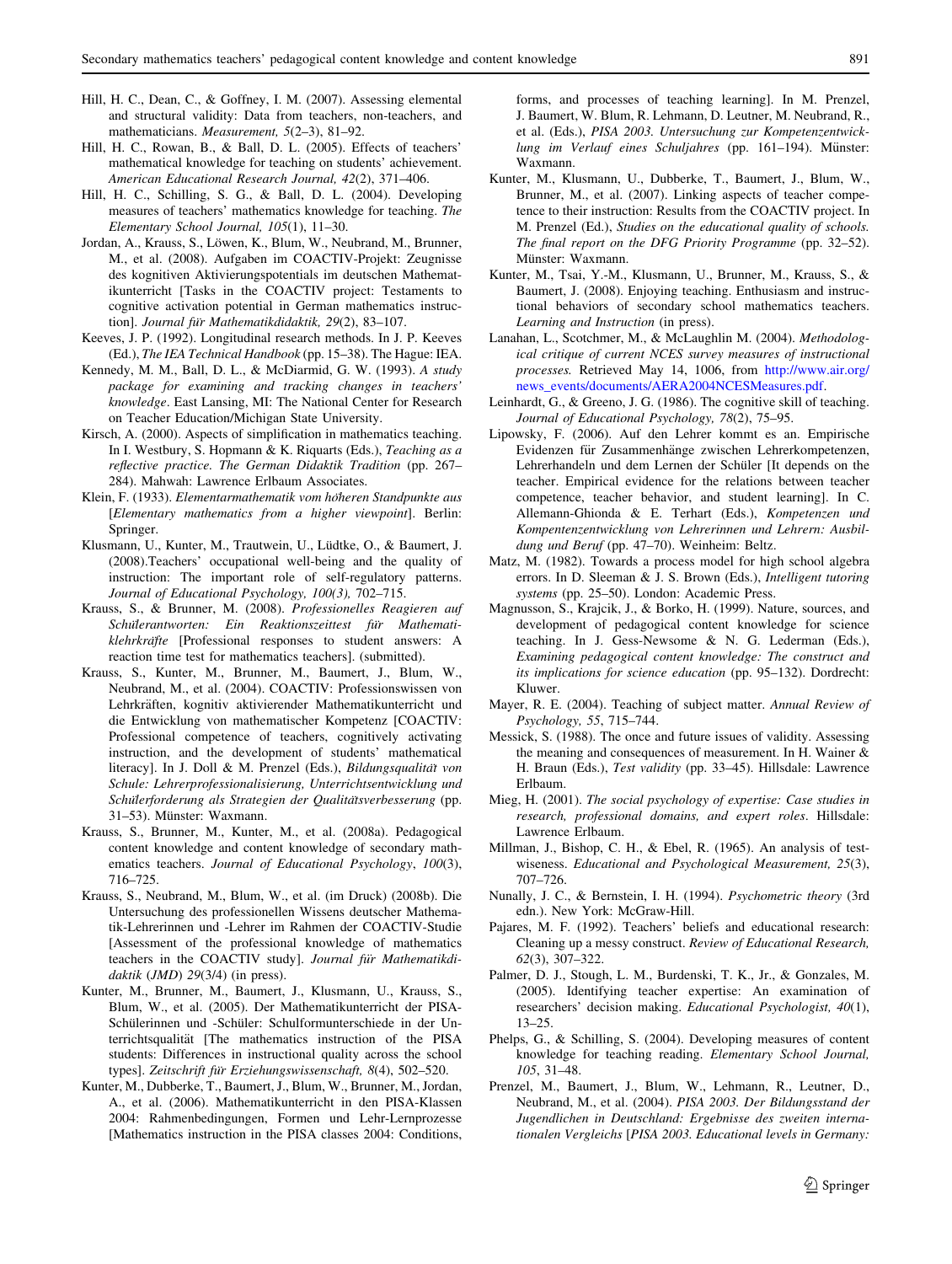Hill, H. C., Dean, C., & Goffney, I. M. (2007). Assessing elemental and structural validity: Data from teachers, non-teachers, and mathematicians. *Measurement, 5*(2–3), 81–92.

Hill, H. C., Rowan, B., & Ball, D. L. (2005). Effects of teachers' mathematical knowledge for teaching on students' achievement. *American Educational Research Journal, 42*(2), 371–406.

Hill, H. C., Schilling, S. G., & Ball, D. L. (2004). Developing measures of teachers' mathematics knowledge for teaching. *The Elementary School Journal, 105*(1), 11–30.

Jordan, A., Krauss, S., Löwen, K., Blum, W., Neubrand, M., Brunner, M., et al. (2008). Aufgaben im COACTIV-Projekt: Zeugnisse des kognitiven Aktivierungspotentials im deutschen Mathematikunterricht [Tasks in the COACTIV project: Testaments to cognitive activation potential in German mathematics instruction]. *Journal für Mathematikdidaktik, 29*(2), 83–107.

Keeves, J. P. (1992). Longitudinal research methods. In J. P. Keeves (Ed.), *The IEA Technical Handbook* (pp. 15–38). The Hague: IEA.

Kennedy, M. M., Ball, D. L., & McDiarmid, G. W. (1993). *A study package for examining and tracking changes in teachers' knowledge*. East Lansing, MI: The National Center for Research on Teacher Education/Michigan State University.

Kirsch, A. (2000). Aspects of simplification in mathematics teaching. In I. Westbury, S. Hopmann & K. Riquarts (Eds.), *Teaching as a reflective practice. The German Didaktik Tradition* (pp. 267–284). Mahwah: Lawrence Erlbaum Associates.

Klein, F. (1933). *Elementarmathematik vom höheren Standpunkte aus* [*Elementary mathematics from a higher viewpoint*]. Berlin: Springer.

Klusmann, U., Kunter, M., Trautwein, U., Lüdtke, O., & Baumert, J. (2008).Teachers' occupational well-being and the quality of instruction: The important role of self-regulatory patterns. *Journal of Educational Psychology, 100(3),* 702–715.

Krauss, S., & Brunner, M. (2008). *Professionelles Reagieren auf Schülerantworten: Ein Reaktionszeittest für Mathematiklehrkräfte* [Professional responses to student answers: A reaction time test for mathematics teachers]. (submitted).

Krauss, S., Kunter, M., Brunner, M., Baumert, J., Blum, W., Neubrand, M., et al. (2004). COACTIV: Professionswissen von Lehrkräften, kognitiv aktivierender Mathematikunterricht und die Entwicklung von mathematischer Kompetenz [COACTIV: Professional competence of teachers, cognitively activating instruction, and the development of students' mathematical literacy]. In J. Doll & M. Prenzel (Eds.), *Bildungsqualität von Schule: Lehrerprofessionalisierung, Unterrichtsentwicklung und Schülerforderung als Strategien der Qualitätsverbesserung* (pp. 31–53). Münster: Waxmann.

Krauss, S., Brunner, M., Kunter, M., et al. (2008a). Pedagogical content knowledge and content knowledge of secondary mathematics teachers. *Journal of Educational Psychology*, *100*(3), 716–725.

Krauss, S., Neubrand, M., Blum, W., et al. (im Druck) (2008b). Die Untersuchung des professionellen Wissens deutscher Mathematik-Lehrerinnen und -Lehrer im Rahmen der COACTIV-Studie [Assessment of the professional knowledge of mathematics teachers in the COACTIV study]. *Journal für Mathematikdidaktik* (*JMD*) *29*(3/4) (in press).

Kunter, M., Brunner, M., Baumert, J., Klusmann, U., Krauss, S., Blum, W., et al. (2005). Der Mathematikunterricht der PISA-Schülerinnen und -Schüler: Schulformunterschiede in der Unterrichtsqualität [The mathematics instruction of the PISA students: Differences in instructional quality across the school types]. *Zeitschrift für Erziehungswissenschaft, 8*(4), 502–520.

Kunter, M., Dubberke, T., Baumert, J., Blum, W., Brunner, M., Jordan, A., et al. (2006). Mathematikunterricht in den PISA-Klassen 2004: Rahmenbedingungen, Formen und Lehr-Lernprozesse [Mathematics instruction in the PISA classes 2004: Conditions, forms, and processes of teaching learning]. In M. Prenzel, J. Baumert, W. Blum, R. Lehmann, D. Leutner, M. Neubrand, R., et al. (Eds.), *PISA 2003. Untersuchung zur Kompetenzentwicklung im Verlauf eines Schuljahres* (pp. 161–194). Münster: Waxmann.

Kunter, M., Klusmann, U., Dubberke, T., Baumert, J., Blum, W., Brunner, M., et al. (2007). Linking aspects of teacher competence to their instruction: Results from the COACTIV project. In M. Prenzel (Ed.), *Studies on the educational quality of schools. The final report on the DFG Priority Programme* (pp. 32–52). Münster: Waxmann.

Kunter, M., Tsai, Y.-M., Klusmann, U., Brunner, M., Krauss, S., & Baumert, J. (2008). Enjoying teaching. Enthusiasm and instructional behaviors of secondary school mathematics teachers. *Learning and Instruction* (in press).

Lanahan, L., Scotchmer, M., & McLaughlin M. (2004). *Methodological critique of current NCES survey measures of instructional processes.* Retrieved May 14, 1006, from http://www.air.org/news_events/documents/AERA2004NCESMeasures.pdf.

Leinhardt, G., & Greeno, J. G. (1986). The cognitive skill of teaching. *Journal of Educational Psychology, 78*(2), 75–95.

Lipowsky, F. (2006). Auf den Lehrer kommt es an. Empirische Evidenzen für Zusammenhänge zwischen Lehrerkompetenzen, Lehrerhandeln und dem Lernen der Schüler [It depends on the teacher. Empirical evidence for the relations between teacher competence, teacher behavior, and student learning]. In C. Allemann-Ghionda & E. Terhart (Eds.), *Kompetenzen und Kompentenzentwicklung von Lehrerinnen und Lehrern: Ausbildung und Beruf* (pp. 47–70). Weinheim: Beltz.

Matz, M. (1982). Towards a process model for high school algebra errors. In D. Sleeman & J. S. Brown (Eds.), *Intelligent tutoring systems* (pp. 25–50). London: Academic Press.

Magnusson, S., Krajcik, J., & Borko, H. (1999). Nature, sources, and development of pedagogical content knowledge for science teaching. In J. Gess-Newsome & N. G. Lederman (Eds.), *Examining pedagogical content knowledge: The construct and its implications for science education* (pp. 95–132). Dordrecht: Kluwer.

Mayer, R. E. (2004). Teaching of subject matter. *Annual Review of Psychology, 55*, 715–744.

Messick, S. (1988). The once and future issues of validity. Assessing the meaning and consequences of measurement. In H. Wainer & H. Braun (Eds.), *Test validity* (pp. 33–45). Hillsdale: Lawrence Erlbaum.

Mieg, H. (2001). *The social psychology of expertise: Case studies in research, professional domains, and expert roles*. Hillsdale: Lawrence Erlbaum.

Millman, J., Bishop, C. H., & Ebel, R. (1965). An analysis of test-wiseness. *Educational and Psychological Measurement, 25*(3), 707–726.

Nunally, J. C., & Bernstein, I. H. (1994). *Psychometric theory* (3rd edn.). New York: McGraw-Hill.

Pajares, M. F. (1992). Teachers' beliefs and educational research: Cleaning up a messy construct. *Review of Educational Research, 62*(3), 307–322.

Palmer, D. J., Stough, L. M., Burdenski, T. K., Jr., & Gonzales, M. (2005). Identifying teacher expertise: An examination of researchers' decision making. *Educational Psychologist, 40*(1), 13–25.

Phelps, G., & Schilling, S. (2004). Developing measures of content knowledge for teaching reading. *Elementary School Journal, 105*, 31–48.

Prenzel, M., Baumert, J., Blum, W., Lehmann, R., Leutner, D., Neubrand, M., et al. (2004). *PISA 2003. Der Bildungsstand der Jugendlichen in Deutschland: Ergebnisse des zweiten internationalen Vergleichs* [*PISA 2003. Educational levels in Germany:*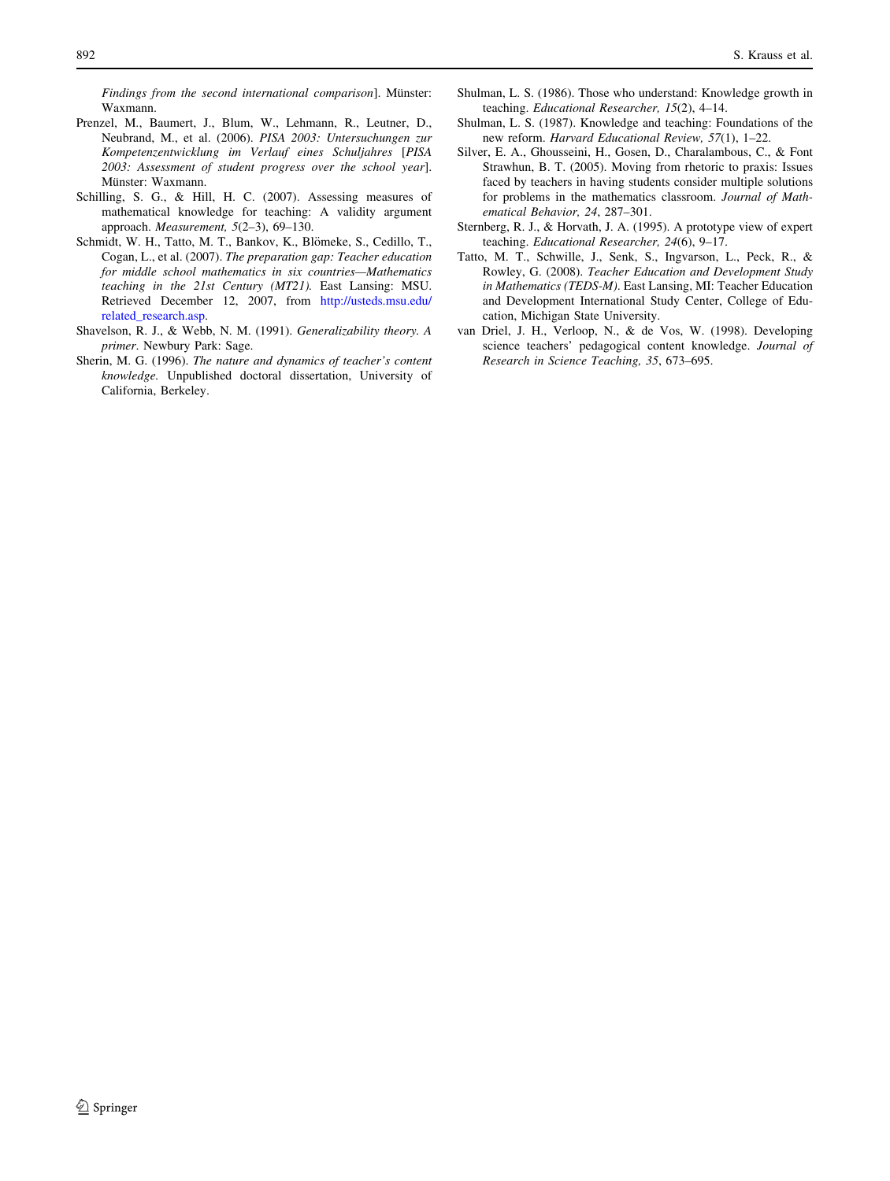*Findings from the second international comparison*]. Münster: Waxmann.

Prenzel, M., Baumert, J., Blum, W., Lehmann, R., Leutner, D., Neubrand, M., et al. (2006). *PISA 2003: Untersuchungen zur Kompetenzentwicklung im Verlauf eines Schuljahres* [*PISA 2003: Assessment of student progress over the school year*]. Münster: Waxmann.

Schilling, S. G., & Hill, H. C. (2007). Assessing measures of mathematical knowledge for teaching: A validity argument approach. *Measurement, 5*(2–3), 69–130.

Schmidt, W. H., Tatto, M. T., Bankov, K., Blömeke, S., Cedillo, T., Cogan, L., et al. (2007). *The preparation gap: Teacher education for middle school mathematics in six countries—Mathematics teaching in the 21st Century (MT21).* East Lansing: MSU. Retrieved December 12, 2007, from http://usteds.msu.edu/related_research.asp.

Shavelson, R. J., & Webb, N. M. (1991). *Generalizability theory. A primer*. Newbury Park: Sage.

Sherin, M. G. (1996). *The nature and dynamics of teacher's content knowledge.* Unpublished doctoral dissertation, University of California, Berkeley.

Shulman, L. S. (1986). Those who understand: Knowledge growth in teaching. *Educational Researcher, 15*(2), 4–14.

Shulman, L. S. (1987). Knowledge and teaching: Foundations of the new reform. *Harvard Educational Review, 57*(1), 1–22.

Silver, E. A., Ghousseini, H., Gosen, D., Charalambous, C., & Font Strawhun, B. T. (2005). Moving from rhetoric to praxis: Issues faced by teachers in having students consider multiple solutions for problems in the mathematics classroom. *Journal of Mathematical Behavior, 24*, 287–301.

Sternberg, R. J., & Horvath, J. A. (1995). A prototype view of expert teaching. *Educational Researcher, 24*(6), 9–17.

Tatto, M. T., Schwille, J., Senk, S., Ingvarson, L., Peck, R., & Rowley, G. (2008). *Teacher Education and Development Study in Mathematics (TEDS-M)*. East Lansing, MI: Teacher Education and Development International Study Center, College of Education, Michigan State University.

van Driel, J. H., Verloop, N., & de Vos, W. (1998). Developing science teachers' pedagogical content knowledge. *Journal of Research in Science Teaching, 35*, 673–695.